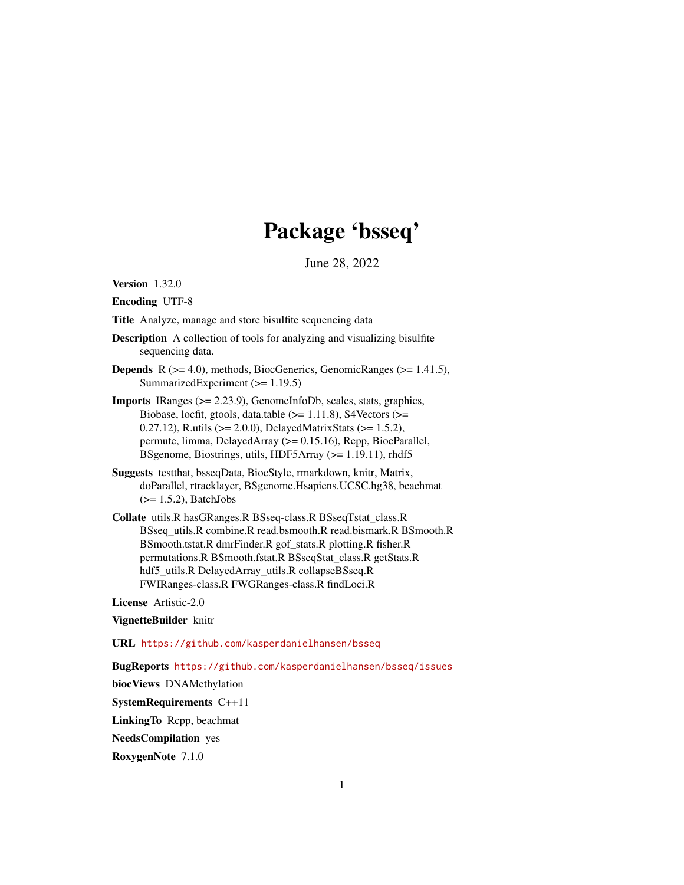# Package 'bsseq'

June 28, 2022

**Version** 1.32.0

**Encoding** UTF-8

**Title** Analyze, manage and store bisulfite sequencing data

**Description** A collection of tools for analyzing and visualizing bisulfite sequencing data.

**Depends** R (>= 4.0), methods, BiocGenerics, GenomicRanges (>= 1.41.5), SummarizedExperiment (>= 1.19.5)

**Imports** IRanges (>= 2.23.9), GenomeInfoDb, scales, stats, graphics, Biobase, locfit, gtools, data.table (>= 1.11.8), S4Vectors (>= 0.27.12), R.utils (>= 2.0.0), DelayedMatrixStats (>= 1.5.2), permute, limma, DelayedArray (>= 0.15.16), Rcpp, BiocParallel, BSgenome, Biostrings, utils, HDF5Array (>= 1.19.11), rhdf5

**Suggests** testthat, bsseqData, BiocStyle, rmarkdown, knitr, Matrix, doParallel, rtracklayer, BSgenome.Hsapiens.UCSC.hg38, beachmat (>= 1.5.2), BatchJobs

**Collate** utils.R hasGRanges.R BSseq-class.R BSseqTstat_class.R BSseq_utils.R combine.R read.bsmooth.R read.bismark.R BSmooth.R BSmooth.tstat.R dmrFinder.R gof_stats.R plotting.R fisher.R permutations.R BSmooth.fstat.R BSseqStat_class.R getStats.R hdf5_utils.R DelayedArray_utils.R collapseBSseq.R FWIRanges-class.R FWGRanges-class.R findLoci.R

**License** Artistic-2.0

**VignetteBuilder** knitr

**URL** https://github.com/kasperdanielhansen/bsseq

**BugReports** https://github.com/kasperdanielhansen/bsseq/issues

**biocViews** DNAMethylation

**SystemRequirements** C++11

**LinkingTo** Rcpp, beachmat

**NeedsCompilation** yes

**RoxygenNote** 7.1.0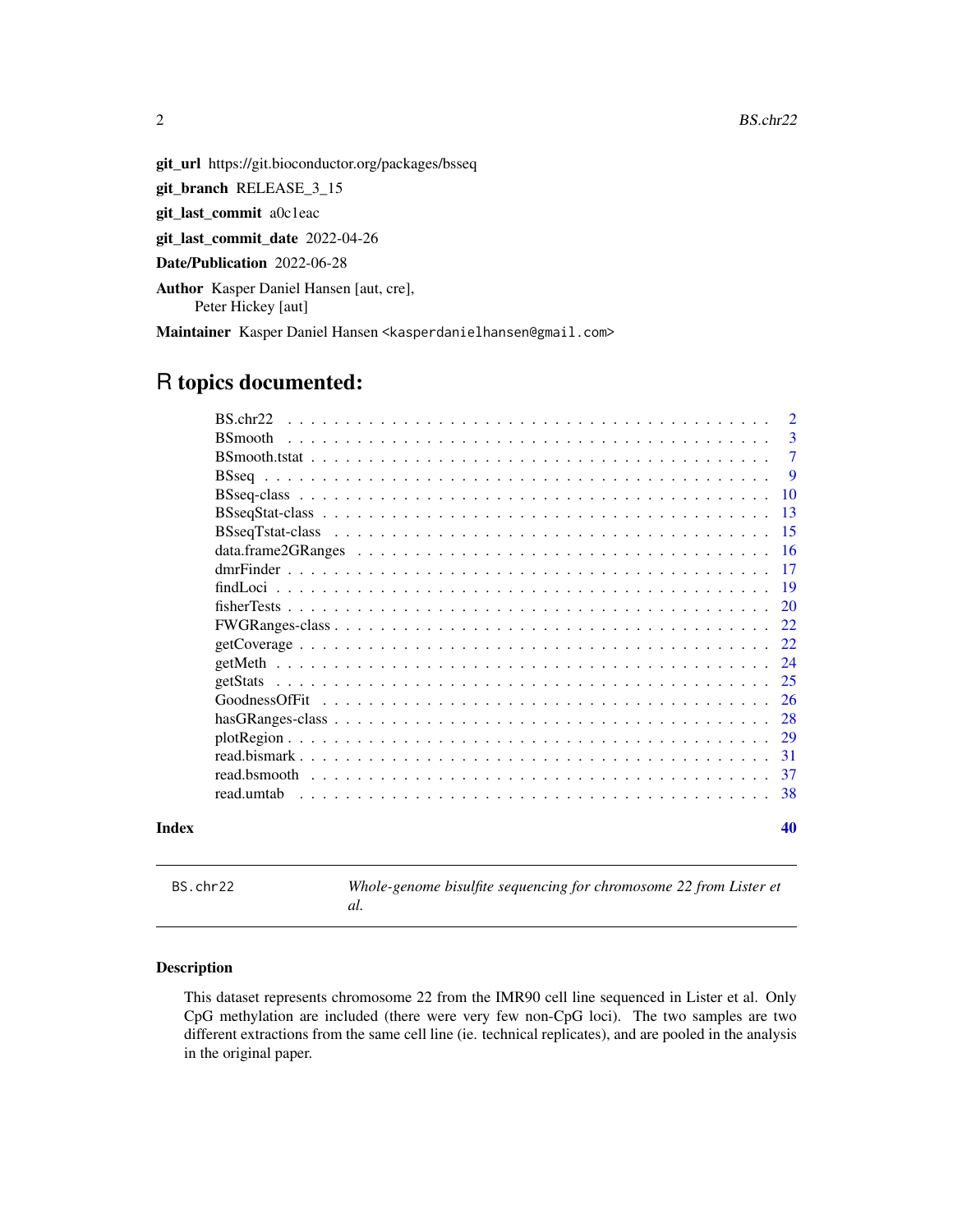**git_url** https://git.bioconductor.org/packages/bsseq

**git_branch** RELEASE_3_15

**git_last_commit** a0c1eac

**git_last_commit_date** 2022-04-26

**Date/Publication** 2022-06-28

**Author** Kasper Daniel Hansen [aut, cre],
Peter Hickey [aut]

**Maintainer** Kasper Daniel Hansen <kasperdanielhansen@gmail.com>

# R topics documented:

| | |
|---|---|
| BS.chr22 | 2 |
| BSmooth | 3 |
| BSmooth.tstat | 7 |
| BSseq | 9 |
| BSseq-class | 10 |
| BSseqStat-class | 13 |
| BSseqTstat-class | 15 |
| data.frame2GRanges | 16 |
| dmrFinder | 17 |
| findLoci | 19 |
| fisherTests | 20 |
| FWGRanges-class | 22 |
| getCoverage | 22 |
| getMeth | 24 |
| getStats | 25 |
| GoodnessOfFit | 26 |
| hasGRanges-class | 28 |
| plotRegion | 29 |
| read.bismark | 31 |
| read.bsmooth | 37 |
| read.umtab | 38 |
| **Index** | **40** |

---

`BS.chr22` — *Whole-genome bisulfite sequencing for chromosome 22 from Lister et al.*

---

## Description

This dataset represents chromosome 22 from the IMR90 cell line sequenced in Lister et al. Only CpG methylation are included (there were very few non-CpG loci). The two samples are two different extractions from the same cell line (ie. technical replicates), and are pooled in the analysis in the original paper.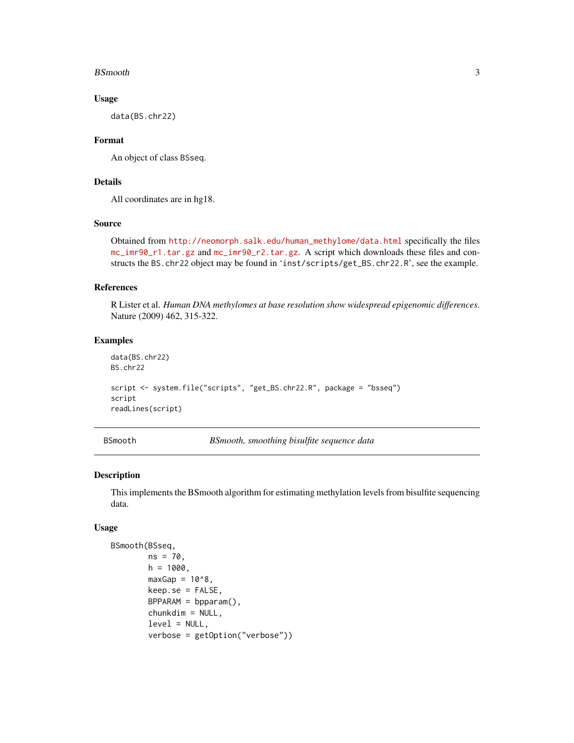### Usage

```
data(BS.chr22)
```

### Format

An object of class BSseq.

### Details

All coordinates are in hg18.

### Source

Obtained from http://neomorph.salk.edu/human_methylome/data.html specifically the files mc_imr90_r1.tar.gz and mc_imr90_r2.tar.gz. A script which downloads these files and constructs the BS.chr22 object may be found in 'inst/scripts/get_BS.chr22.R', see the example.

### References

R Lister et al. *Human DNA methylomes at base resolution show widespread epigenomic differences*. Nature (2009) 462, 315-322.

### Examples

```
data(BS.chr22)
BS.chr22

script <- system.file("scripts", "get_BS.chr22.R", package = "bsseq")
script
readLines(script)
```

---

## BSmooth — *BSmooth, smoothing bisulfite sequence data*

### Description

This implements the BSmooth algorithm for estimating methylation levels from bisulfite sequencing data.

### Usage

```
BSmooth(BSseq,
        ns = 70,
        h = 1000,
        maxGap = 10^8,
        keep.se = FALSE,
        BPPARAM = bpparam(),
        chunkdim = NULL,
        level = NULL,
        verbose = getOption("verbose"))
```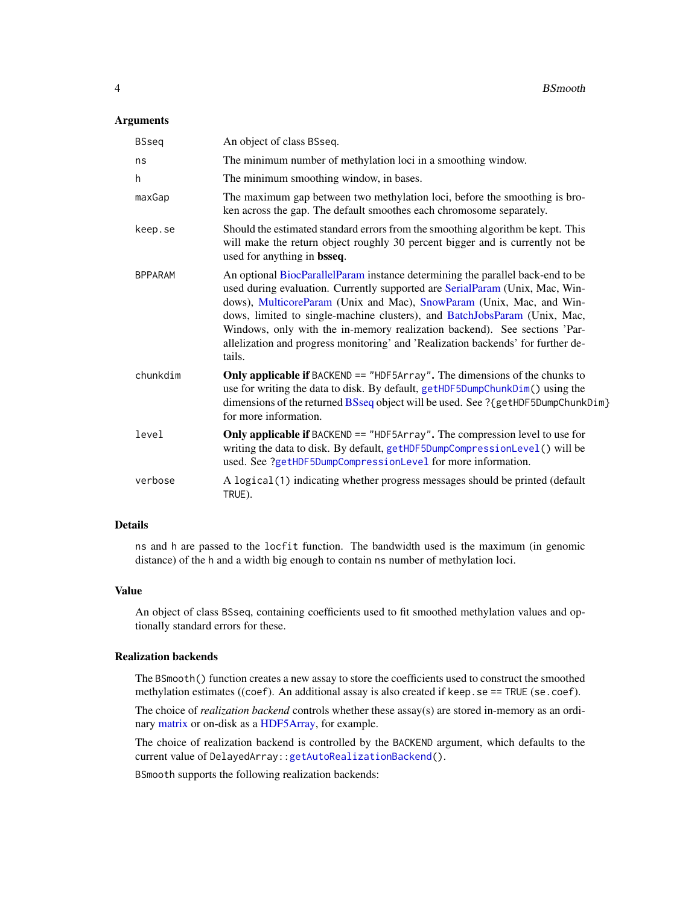## Arguments

| | |
|---|---|
| `BSseq` | An object of class BSseq. |
| `ns` | The minimum number of methylation loci in a smoothing window. |
| `h` | The minimum smoothing window, in bases. |
| `maxGap` | The maximum gap between two methylation loci, before the smoothing is broken across the gap. The default smoothes each chromosome separately. |
| `keep.se` | Should the estimated standard errors from the smoothing algorithm be kept. This will make the return object roughly 30 percent bigger and is currently not be used for anything in **bsseq**. |
| `BPPARAM` | An optional BiocParallelParam instance determining the parallel back-end to be used during evaluation. Currently supported are SerialParam (Unix, Mac, Windows), MulticoreParam (Unix and Mac), SnowParam (Unix, Mac, and Windows, limited to single-machine clusters), and BatchJobsParam (Unix, Mac, Windows, only with the in-memory realization backend). See sections 'Parallelization and progress monitoring' and 'Realization backends' for further details. |
| `chunkdim` | **Only applicable if** `BACKEND == "HDF5Array"`**.** The dimensions of the chunks to use for writing the data to disk. By default, `getHDF5DumpChunkDim()` using the dimensions of the returned BSseq object will be used. See `?{getHDF5DumpChunkDim}` for more information. |
| `level` | **Only applicable if** `BACKEND == "HDF5Array"`**.** The compression level to use for writing the data to disk. By default, `getHDF5DumpCompressionLevel()` will be used. See `?getHDF5DumpCompressionLevel` for more information. |
| `verbose` | A `logical(1)` indicating whether progress messages should be printed (default `TRUE`). |

## Details

`ns` and `h` are passed to the `locfit` function. The bandwidth used is the maximum (in genomic distance) of the `h` and a width big enough to contain `ns` number of methylation loci.

## Value

An object of class BSseq, containing coefficients used to fit smoothed methylation values and optionally standard errors for these.

## Realization backends

The `BSmooth()` function creates a new assay to store the coefficients used to construct the smoothed methylation estimates ((`coef`). An additional assay is also created if `keep.se == TRUE` (`se.coef`).

The choice of *realization backend* controls whether these assay(s) are stored in-memory as an ordinary matrix or on-disk as a HDF5Array, for example.

The choice of realization backend is controlled by the `BACKEND` argument, which defaults to the current value of `DelayedArray::getAutoRealizationBackend()`.

`BSmooth` supports the following realization backends: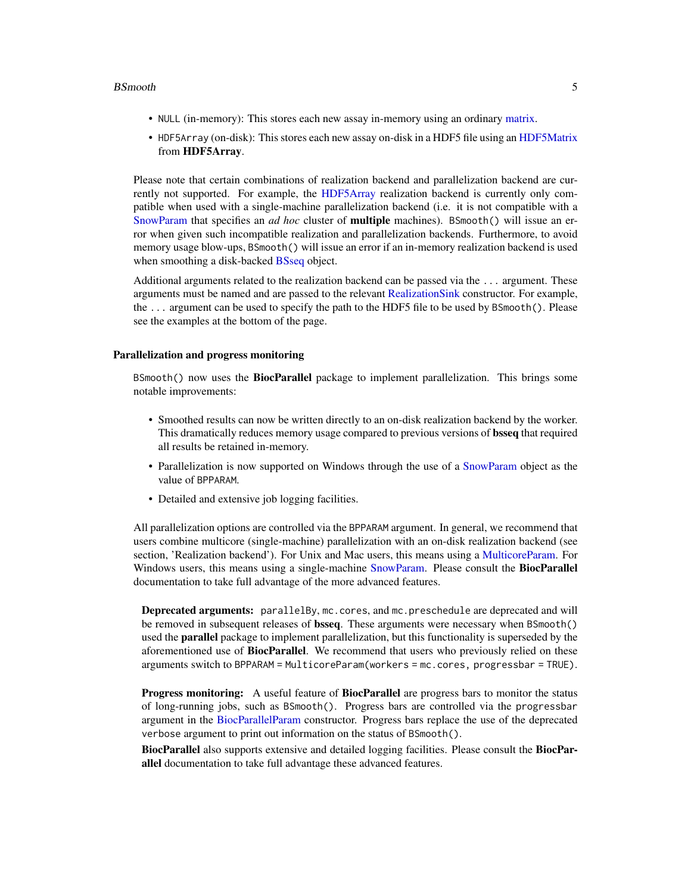- `NULL` (in-memory): This stores each new assay in-memory using an ordinary matrix.
- `HDF5Array` (on-disk): This stores each new assay on-disk in a HDF5 file using an HDF5Matrix from **HDF5Array**.

Please note that certain combinations of realization backend and parallelization backend are currently not supported. For example, the HDF5Array realization backend is currently only compatible when used with a single-machine parallelization backend (i.e. it is not compatible with a SnowParam that specifies an *ad hoc* cluster of **multiple** machines). `BSmooth()` will issue an error when given such incompatible realization and parallelization backends. Furthermore, to avoid memory usage blow-ups, `BSmooth()` will issue an error if an in-memory realization backend is used when smoothing a disk-backed BSseq object.

Additional arguments related to the realization backend can be passed via the `...` argument. These arguments must be named and are passed to the relevant RealizationSink constructor. For example, the `...` argument can be used to specify the path to the HDF5 file to be used by `BSmooth()`. Please see the examples at the bottom of the page.

### Parallelization and progress monitoring

`BSmooth()` now uses the **BiocParallel** package to implement parallelization. This brings some notable improvements:

- Smoothed results can now be written directly to an on-disk realization backend by the worker. This dramatically reduces memory usage compared to previous versions of **bsseq** that required all results be retained in-memory.
- Parallelization is now supported on Windows through the use of a SnowParam object as the value of `BPPARAM`.
- Detailed and extensive job logging facilities.

All parallelization options are controlled via the `BPPARAM` argument. In general, we recommend that users combine multicore (single-machine) parallelization with an on-disk realization backend (see section, 'Realization backend'). For Unix and Mac users, this means using a MulticoreParam. For Windows users, this means using a single-machine SnowParam. Please consult the **BiocParallel** documentation to take full advantage of the more advanced features.

**Deprecated arguments:** `parallelBy`, `mc.cores`, and `mc.preschedule` are deprecated and will be removed in subsequent releases of **bsseq**. These arguments were necessary when `BSmooth()` used the **parallel** package to implement parallelization, but this functionality is superseded by the aforementioned use of **BiocParallel**. We recommend that users who previously relied on these arguments switch to `BPPARAM = MulticoreParam(workers = mc.cores, progressbar = TRUE)`.

**Progress monitoring:** A useful feature of **BiocParallel** are progress bars to monitor the status of long-running jobs, such as `BSmooth()`. Progress bars are controlled via the `progressbar` argument in the BiocParallelParam constructor. Progress bars replace the use of the deprecated `verbose` argument to print out information on the status of `BSmooth()`.

**BiocParallel** also supports extensive and detailed logging facilities. Please consult the **BiocParallel** documentation to take full advantage these advanced features.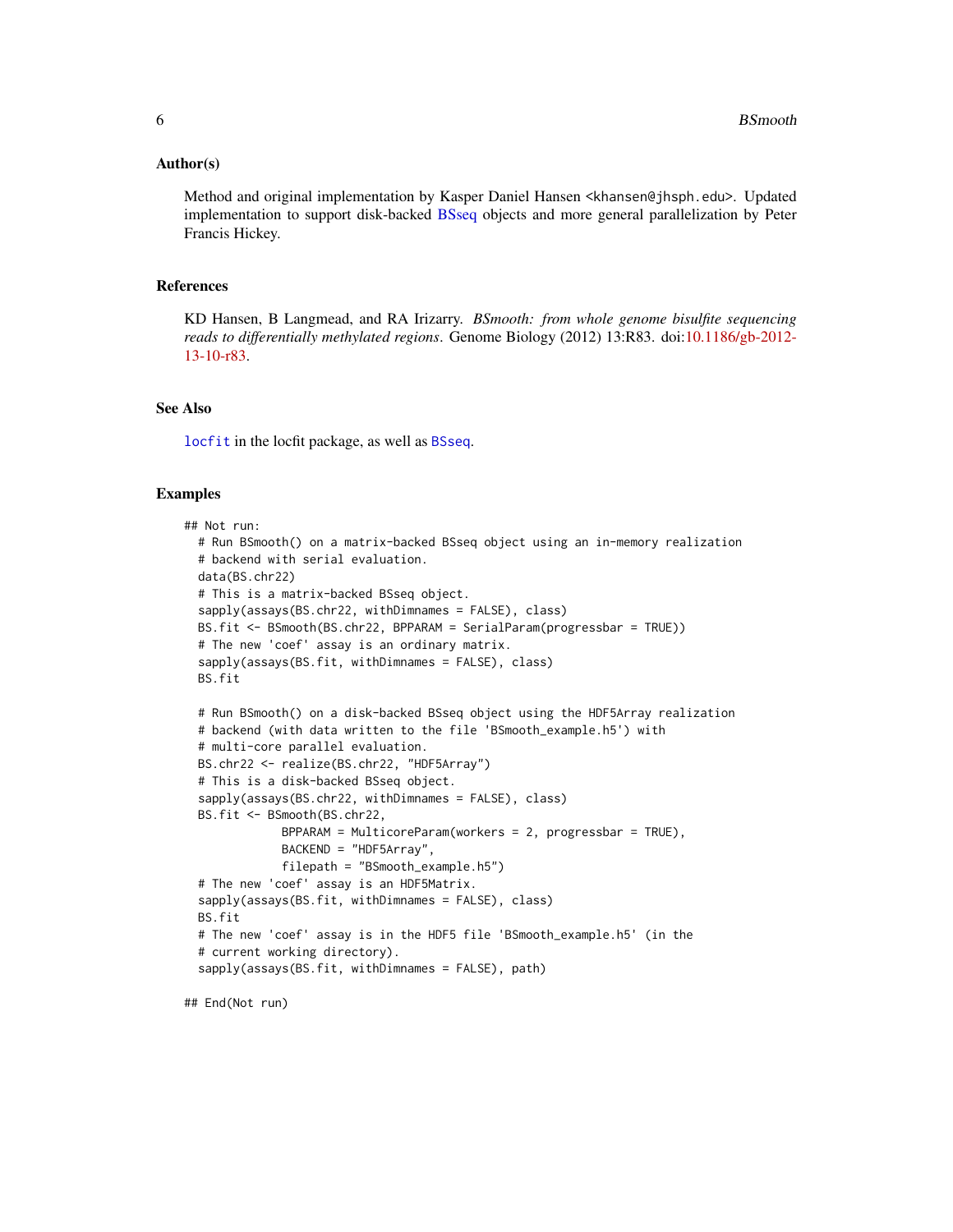### Author(s)

Method and original implementation by Kasper Daniel Hansen <khansen@jhsph.edu>. Updated implementation to support disk-backed BSseq objects and more general parallelization by Peter Francis Hickey.

### References

KD Hansen, B Langmead, and RA Irizarry. *BSmooth: from whole genome bisulfite sequencing reads to differentially methylated regions*. Genome Biology (2012) 13:R83. doi:10.1186/gb-2012-13-10-r83.

### See Also

`locfit` in the locfit package, as well as `BSseq`.

### Examples

```
## Not run:
  # Run BSmooth() on a matrix-backed BSseq object using an in-memory realization
  # backend with serial evaluation.
  data(BS.chr22)
  # This is a matrix-backed BSseq object.
  sapply(assays(BS.chr22, withDimnames = FALSE), class)
  BS.fit <- BSmooth(BS.chr22, BPPARAM = SerialParam(progressbar = TRUE))
  # The new 'coef' assay is an ordinary matrix.
  sapply(assays(BS.fit, withDimnames = FALSE), class)
  BS.fit

  # Run BSmooth() on a disk-backed BSseq object using the HDF5Array realization
  # backend (with data written to the file 'BSmooth_example.h5') with
  # multi-core parallel evaluation.
  BS.chr22 <- realize(BS.chr22, "HDF5Array")
  # This is a disk-backed BSseq object.
  sapply(assays(BS.chr22, withDimnames = FALSE), class)
  BS.fit <- BSmooth(BS.chr22,
              BPPARAM = MulticoreParam(workers = 2, progressbar = TRUE),
              BACKEND = "HDF5Array",
              filepath = "BSmooth_example.h5")
  # The new 'coef' assay is an HDF5Matrix.
  sapply(assays(BS.fit, withDimnames = FALSE), class)
  BS.fit
  # The new 'coef' assay is in the HDF5 file 'BSmooth_example.h5' (in the
  # current working directory).
  sapply(assays(BS.fit, withDimnames = FALSE), path)

## End(Not run)
```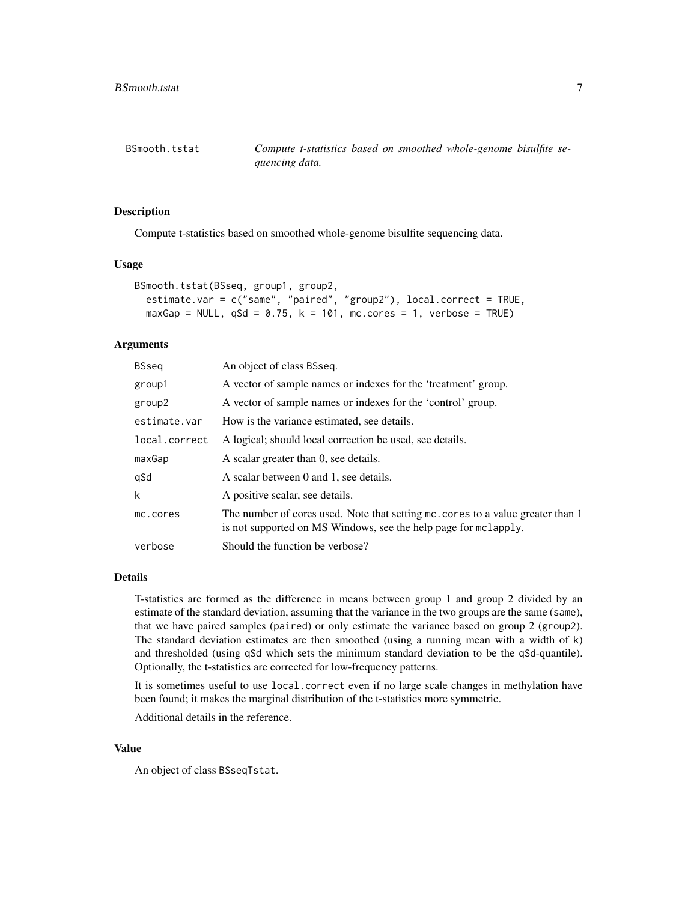# BSmooth.tstat

*Compute t-statistics based on smoothed whole-genome bisulfite sequencing data.*

## Description

Compute t-statistics based on smoothed whole-genome bisulfite sequencing data.

## Usage

```
BSmooth.tstat(BSseq, group1, group2,
  estimate.var = c("same", "paired", "group2"), local.correct = TRUE,
  maxGap = NULL, qSd = 0.75, k = 101, mc.cores = 1, verbose = TRUE)
```

## Arguments

| | |
|---|---|
| `BSseq` | An object of class `BSseq`. |
| `group1` | A vector of sample names or indexes for the 'treatment' group. |
| `group2` | A vector of sample names or indexes for the 'control' group. |
| `estimate.var` | How is the variance estimated, see details. |
| `local.correct` | A logical; should local correction be used, see details. |
| `maxGap` | A scalar greater than 0, see details. |
| `qSd` | A scalar between 0 and 1, see details. |
| `k` | A positive scalar, see details. |
| `mc.cores` | The number of cores used. Note that setting `mc.cores` to a value greater than 1 is not supported on MS Windows, see the help page for `mclapply`. |
| `verbose` | Should the function be verbose? |

## Details

T-statistics are formed as the difference in means between group 1 and group 2 divided by an estimate of the standard deviation, assuming that the variance in the two groups are the same (`same`), that we have paired samples (`paired`) or only estimate the variance based on group 2 (`group2`). The standard deviation estimates are then smoothed (using a running mean with a width of `k`) and thresholded (using `qSd` which sets the minimum standard deviation to be the `qSd`-quantile). Optionally, the t-statistics are corrected for low-frequency patterns.

It is sometimes useful to use `local.correct` even if no large scale changes in methylation have been found; it makes the marginal distribution of the t-statistics more symmetric.

Additional details in the reference.

## Value

An object of class `BSseqTstat`.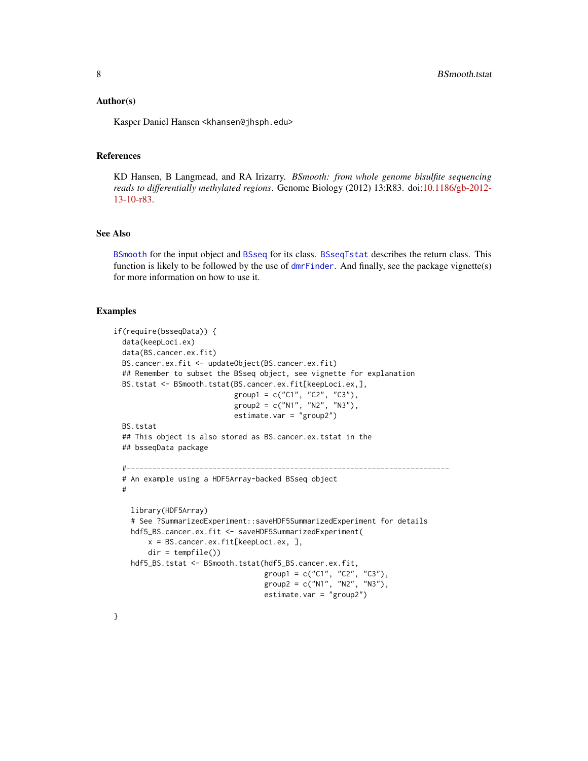## Author(s)

Kasper Daniel Hansen <khansen@jhsph.edu>

## References

KD Hansen, B Langmead, and RA Irizarry. *BSmooth: from whole genome bisulfite sequencing reads to differentially methylated regions*. Genome Biology (2012) 13:R83. doi:10.1186/gb-2012-13-10-r83.

## See Also

`BSmooth` for the input object and `BSseq` for its class. `BSseqTstat` describes the return class. This function is likely to be followed by the use of `dmrFinder`. And finally, see the package vignette(s) for more information on how to use it.

## Examples

```
if(require(bsseqData)) {
  data(keepLoci.ex)
  data(BS.cancer.ex.fit)
  BS.cancer.ex.fit <- updateObject(BS.cancer.ex.fit)
  ## Remember to subset the BSseq object, see vignette for explanation
  BS.tstat <- BSmooth.tstat(BS.cancer.ex.fit[keepLoci.ex,],
                            group1 = c("C1", "C2", "C3"),
                            group2 = c("N1", "N2", "N3"),
                            estimate.var = "group2")
  BS.tstat
  ## This object is also stored as BS.cancer.ex.tstat in the
  ## bsseqData package

  #--------------------------------------------------------------------------
  # An example using a HDF5Array-backed BSseq object
  #

    library(HDF5Array)
    # See ?SummarizedExperiment::saveHDF5SummarizedExperiment for details
    hdf5_BS.cancer.ex.fit <- saveHDF5SummarizedExperiment(
        x = BS.cancer.ex.fit[keepLoci.ex, ],
        dir = tempfile())
    hdf5_BS.tstat <- BSmooth.tstat(hdf5_BS.cancer.ex.fit,
                                   group1 = c("C1", "C2", "C3"),
                                   group2 = c("N1", "N2", "N3"),
                                   estimate.var = "group2")

}
```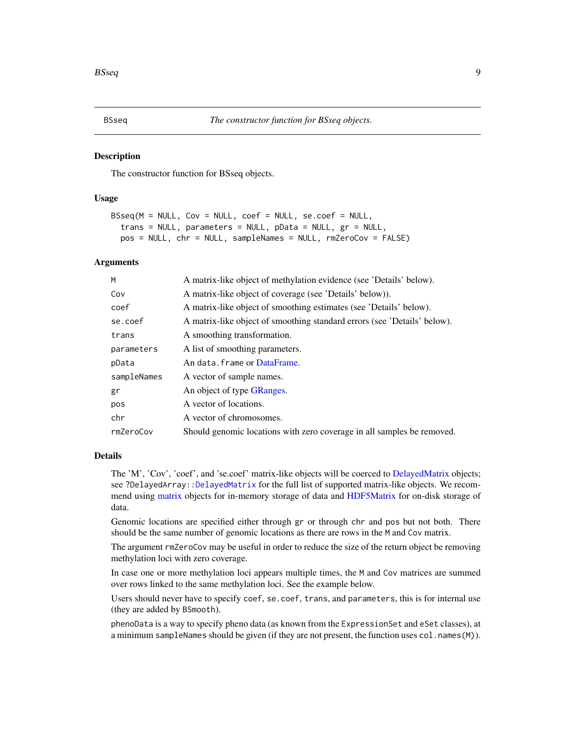# BSseq

*The constructor function for BSseq objects.*

## Description

The constructor function for BSseq objects.

## Usage

```
BSseq(M = NULL, Cov = NULL, coef = NULL, se.coef = NULL,
  trans = NULL, parameters = NULL, pData = NULL, gr = NULL,
  pos = NULL, chr = NULL, sampleNames = NULL, rmZeroCov = FALSE)
```

## Arguments

| | |
|---|---|
| `M` | A matrix-like object of methylation evidence (see 'Details' below). |
| `Cov` | A matrix-like object of coverage (see 'Details' below)). |
| `coef` | A matrix-like object of smoothing estimates (see 'Details' below). |
| `se.coef` | A matrix-like object of smoothing standard errors (see 'Details' below). |
| `trans` | A smoothing transformation. |
| `parameters` | A list of smoothing parameters. |
| `pData` | An `data.frame` or DataFrame. |
| `sampleNames` | A vector of sample names. |
| `gr` | An object of type GRanges. |
| `pos` | A vector of locations. |
| `chr` | A vector of chromosomes. |
| `rmZeroCov` | Should genomic locations with zero coverage in all samples be removed. |

## Details

The 'M', 'Cov', 'coef', and 'se.coef' matrix-like objects will be coerced to DelayedMatrix objects; see `?DelayedArray::DelayedMatrix` for the full list of supported matrix-like objects. We recommend using matrix objects for in-memory storage of data and HDF5Matrix for on-disk storage of data.

Genomic locations are specified either through `gr` or through `chr` and `pos` but not both. There should be the same number of genomic locations as there are rows in the `M` and `Cov` matrix.

The argument `rmZeroCov` may be useful in order to reduce the size of the return object be removing methylation loci with zero coverage.

In case one or more methylation loci appears multiple times, the `M` and `Cov` matrices are summed over rows linked to the same methylation loci. See the example below.

Users should never have to specify `coef`, `se.coef`, `trans`, and `parameters`, this is for internal use (they are added by `BSmooth`).

`phenoData` is a way to specify pheno data (as known from the `ExpressionSet` and `eSet` classes), at a minimum `sampleNames` should be given (if they are not present, the function uses `col.names(M)`).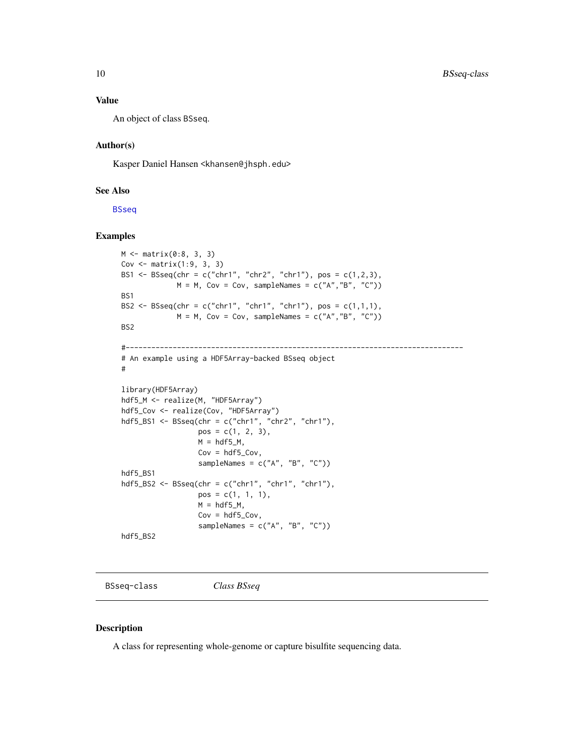### Value

An object of class BSseq.

### Author(s)

Kasper Daniel Hansen <khansen@jhsph.edu>

### See Also

BSseq

### Examples

```
M <- matrix(0:8, 3, 3)
Cov <- matrix(1:9, 3, 3)
BS1 <- BSseq(chr = c("chr1", "chr2", "chr1"), pos = c(1,2,3),
             M = M, Cov = Cov, sampleNames = c("A","B", "C"))
BS1
BS2 <- BSseq(chr = c("chr1", "chr1", "chr1"), pos = c(1,1,1),
             M = M, Cov = Cov, sampleNames = c("A","B", "C"))
BS2

#--------------------------------------------------------------------------------
# An example using a HDF5Array-backed BSseq object
#

library(HDF5Array)
hdf5_M <- realize(M, "HDF5Array")
hdf5_Cov <- realize(Cov, "HDF5Array")
hdf5_BS1 <- BSseq(chr = c("chr1", "chr2", "chr1"),
                  pos = c(1, 2, 3),
                  M = hdf5_M,
                  Cov = hdf5_Cov,
                  sampleNames = c("A", "B", "C"))
hdf5_BS1
hdf5_BS2 <- BSseq(chr = c("chr1", "chr1", "chr1"),
                  pos = c(1, 1, 1),
                  M = hdf5_M,
                  Cov = hdf5_Cov,
                  sampleNames = c("A", "B", "C"))
hdf5_BS2
```

---

## BSseq-class — *Class BSseq*

---

### Description

A class for representing whole-genome or capture bisulfite sequencing data.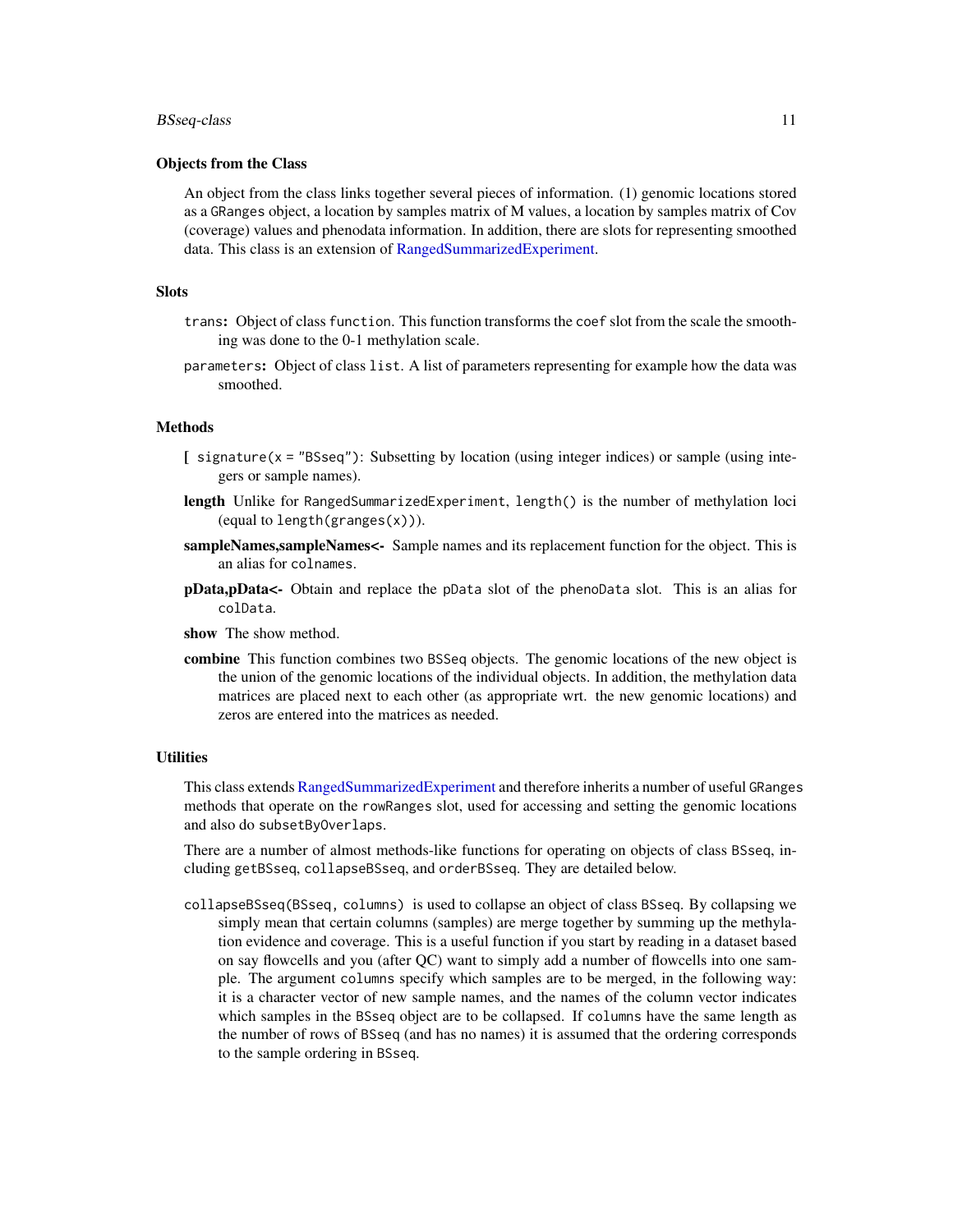### Objects from the Class

An object from the class links together several pieces of information. (1) genomic locations stored as a `GRanges` object, a location by samples matrix of M values, a location by samples matrix of Cov (coverage) values and phenodata information. In addition, there are slots for representing smoothed data. This class is an extension of RangedSummarizedExperiment.

### Slots

`trans`: Object of class `function`. This function transforms the `coef` slot from the scale the smoothing was done to the 0-1 methylation scale.

`parameters`: Object of class `list`. A list of parameters representing for example how the data was smoothed.

### Methods

**[** `signature(x = "BSseq")`: Subsetting by location (using integer indices) or sample (using integers or sample names).

**length** Unlike for `RangedSummarizedExperiment`, `length()` is the number of methylation loci (equal to `length(granges(x))`).

**sampleNames,sampleNames<-** Sample names and its replacement function for the object. This is an alias for `colnames`.

**pData,pData<-** Obtain and replace the `pData` slot of the `phenoData` slot. This is an alias for `colData`.

**show** The show method.

**combine** This function combines two `BSSeq` objects. The genomic locations of the new object is the union of the genomic locations of the individual objects. In addition, the methylation data matrices are placed next to each other (as appropriate wrt. the new genomic locations) and zeros are entered into the matrices as needed.

### Utilities

This class extends RangedSummarizedExperiment and therefore inherits a number of useful `GRanges` methods that operate on the `rowRanges` slot, used for accessing and setting the genomic locations and also do `subsetByOverlaps`.

There are a number of almost methods-like functions for operating on objects of class `BSseq`, including `getBSseq`, `collapseBSseq`, and `orderBSseq`. They are detailed below.

`collapseBSseq(BSseq, columns)` is used to collapse an object of class `BSseq`. By collapsing we simply mean that certain columns (samples) are merge together by summing up the methylation evidence and coverage. This is a useful function if you start by reading in a dataset based on say flowcells and you (after QC) want to simply add a number of flowcells into one sample. The argument `columns` specify which samples are to be merged, in the following way: it is a character vector of new sample names, and the names of the column vector indicates which samples in the `BSseq` object are to be collapsed. If `columns` have the same length as the number of rows of `BSseq` (and has no names) it is assumed that the ordering corresponds to the sample ordering in `BSseq`.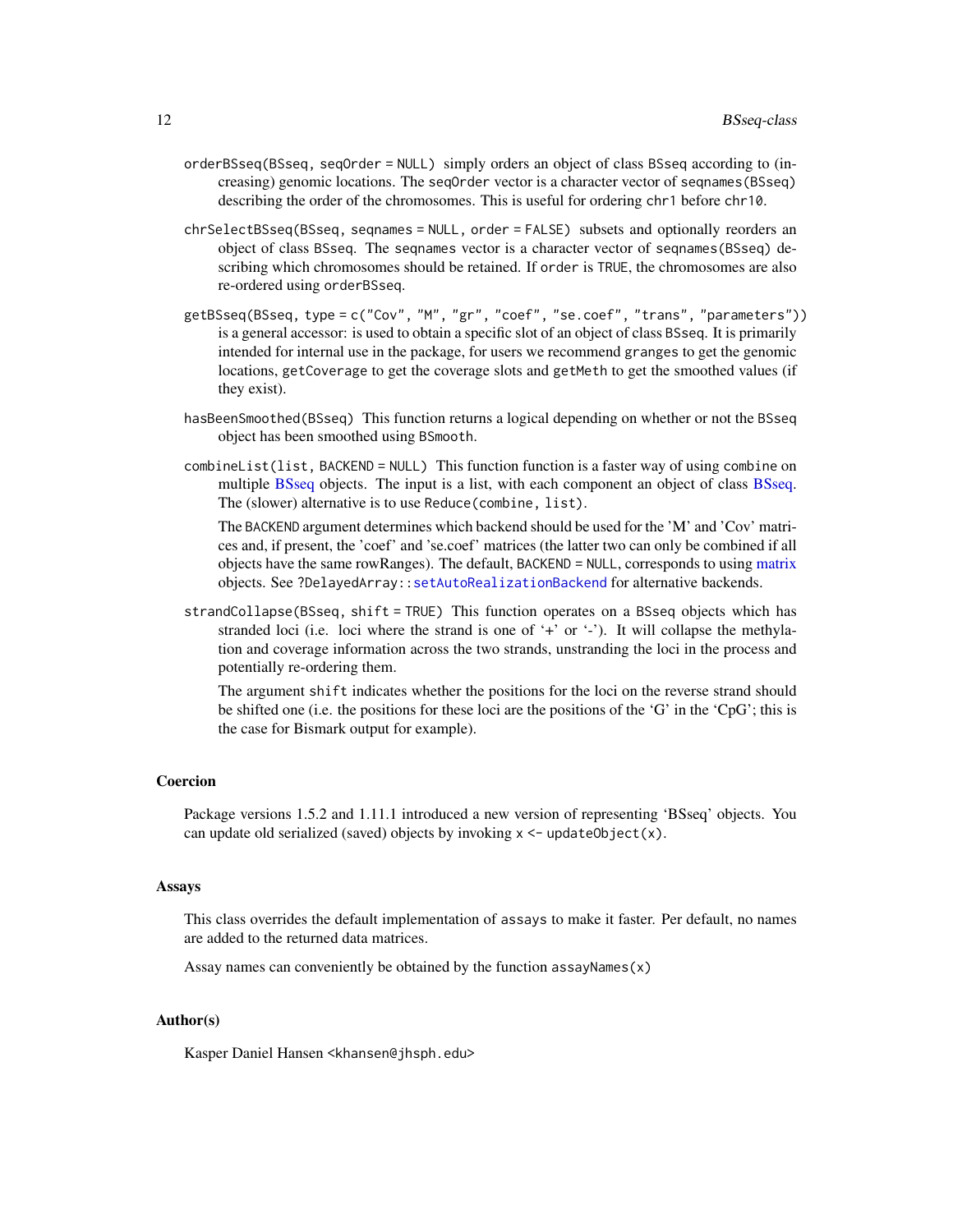`orderBSseq(BSseq, seqOrder = NULL)` simply orders an object of class `BSseq` according to (increasing) genomic locations. The `seqOrder` vector is a character vector of `seqnames(BSseq)` describing the order of the chromosomes. This is useful for ordering `chr1` before `chr10`.

`chrSelectBSseq(BSseq, seqnames = NULL, order = FALSE)` subsets and optionally reorders an object of class `BSseq`. The `seqnames` vector is a character vector of `seqnames(BSseq)` describing which chromosomes should be retained. If `order` is `TRUE`, the chromosomes are also re-ordered using `orderBSseq`.

`getBSseq(BSseq, type = c("Cov", "M", "gr", "coef", "se.coef", "trans", "parameters"))` is a general accessor: is used to obtain a specific slot of an object of class `BSseq`. It is primarily intended for internal use in the package, for users we recommend `granges` to get the genomic locations, `getCoverage` to get the coverage slots and `getMeth` to get the smoothed values (if they exist).

`hasBeenSmoothed(BSseq)` This function returns a logical depending on whether or not the `BSseq` object has been smoothed using `BSmooth`.

`combineList(list, BACKEND = NULL)` This function function is a faster way of using `combine` on multiple BSseq objects. The input is a list, with each component an object of class BSseq. The (slower) alternative is to use `Reduce(combine, list)`.

The `BACKEND` argument determines which backend should be used for the 'M' and 'Cov' matrices and, if present, the 'coef' and 'se.coef' matrices (the latter two can only be combined if all objects have the same rowRanges). The default, `BACKEND = NULL`, corresponds to using matrix objects. See `?DelayedArray::setAutoRealizationBackend` for alternative backends.

`strandCollapse(BSseq, shift = TRUE)` This function operates on a `BSseq` objects which has stranded loci (i.e. loci where the strand is one of '+' or '-'). It will collapse the methylation and coverage information across the two strands, unstranding the loci in the process and potentially re-ordering them.

The argument `shift` indicates whether the positions for the loci on the reverse strand should be shifted one (i.e. the positions for these loci are the positions of the 'G' in the 'CpG'; this is the case for Bismark output for example).

## Coercion

Package versions 1.5.2 and 1.11.1 introduced a new version of representing 'BSseq' objects. You can update old serialized (saved) objects by invoking `x <- updateObject(x)`.

## Assays

This class overrides the default implementation of `assays` to make it faster. Per default, no names are added to the returned data matrices.

Assay names can conveniently be obtained by the function `assayNames(x)`

## Author(s)

Kasper Daniel Hansen <`khansen@jhsph.edu`>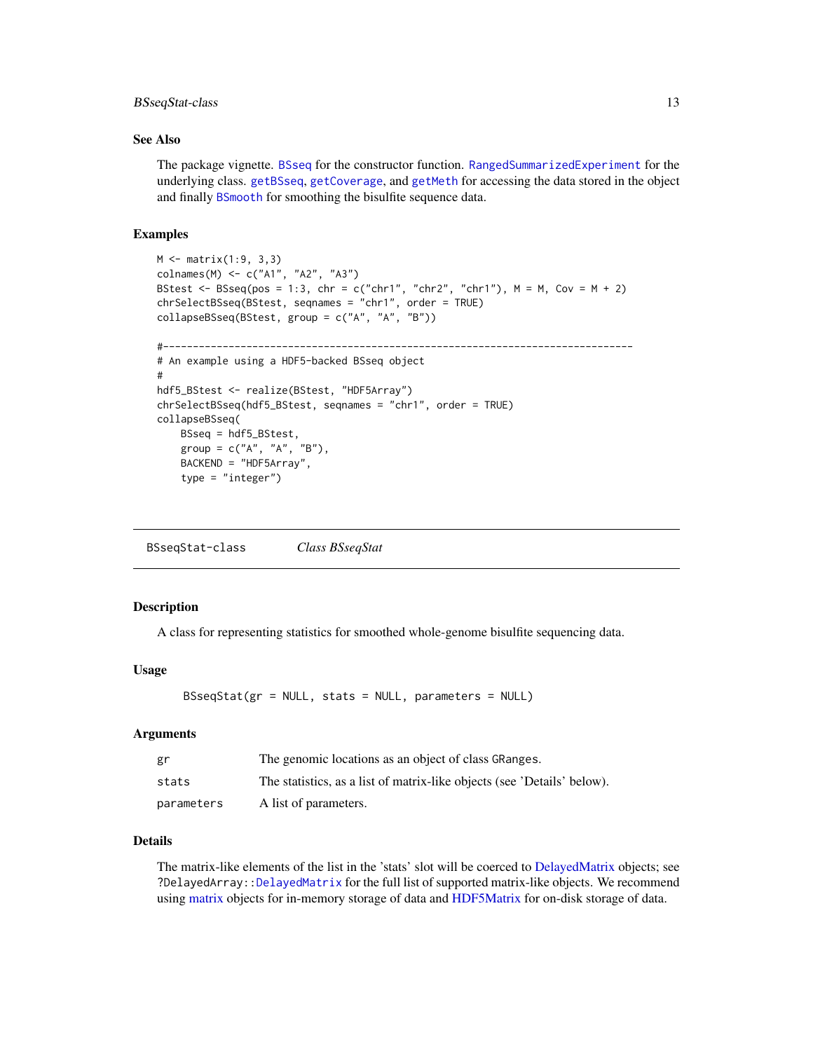## See Also

The package vignette. `BSseq` for the constructor function. `RangedSummarizedExperiment` for the underlying class. `getBSseq`, `getCoverage`, and `getMeth` for accessing the data stored in the object and finally `BSmooth` for smoothing the bisulfite sequence data.

## Examples

```
M <- matrix(1:9, 3,3)
colnames(M) <- c("A1", "A2", "A3")
BStest <- BSseq(pos = 1:3, chr = c("chr1", "chr2", "chr1"), M = M, Cov = M + 2)
chrSelectBSseq(BStest, seqnames = "chr1", order = TRUE)
collapseBSseq(BStest, group = c("A", "A", "B"))

#-------------------------------------------------------------------------------
# An example using a HDF5-backed BSseq object
#
hdf5_BStest <- realize(BStest, "HDF5Array")
chrSelectBSseq(hdf5_BStest, seqnames = "chr1", order = TRUE)
collapseBSseq(
    BSseq = hdf5_BStest,
    group = c("A", "A", "B"),
    BACKEND = "HDF5Array",
    type = "integer")
```

---

# `BSseqStat-class` *Class BSseqStat*

## Description

A class for representing statistics for smoothed whole-genome bisulfite sequencing data.

## Usage

```
BSseqStat(gr = NULL, stats = NULL, parameters = NULL)
```

## Arguments

| | |
|---|---|
| `gr` | The genomic locations as an object of class `GRanges`. |
| `stats` | The statistics, as a list of matrix-like objects (see 'Details' below). |
| `parameters` | A list of parameters. |

## Details

The matrix-like elements of the list in the 'stats' slot will be coerced to DelayedMatrix objects; see `?DelayedArray::DelayedMatrix` for the full list of supported matrix-like objects. We recommend using matrix objects for in-memory storage of data and HDF5Matrix for on-disk storage of data.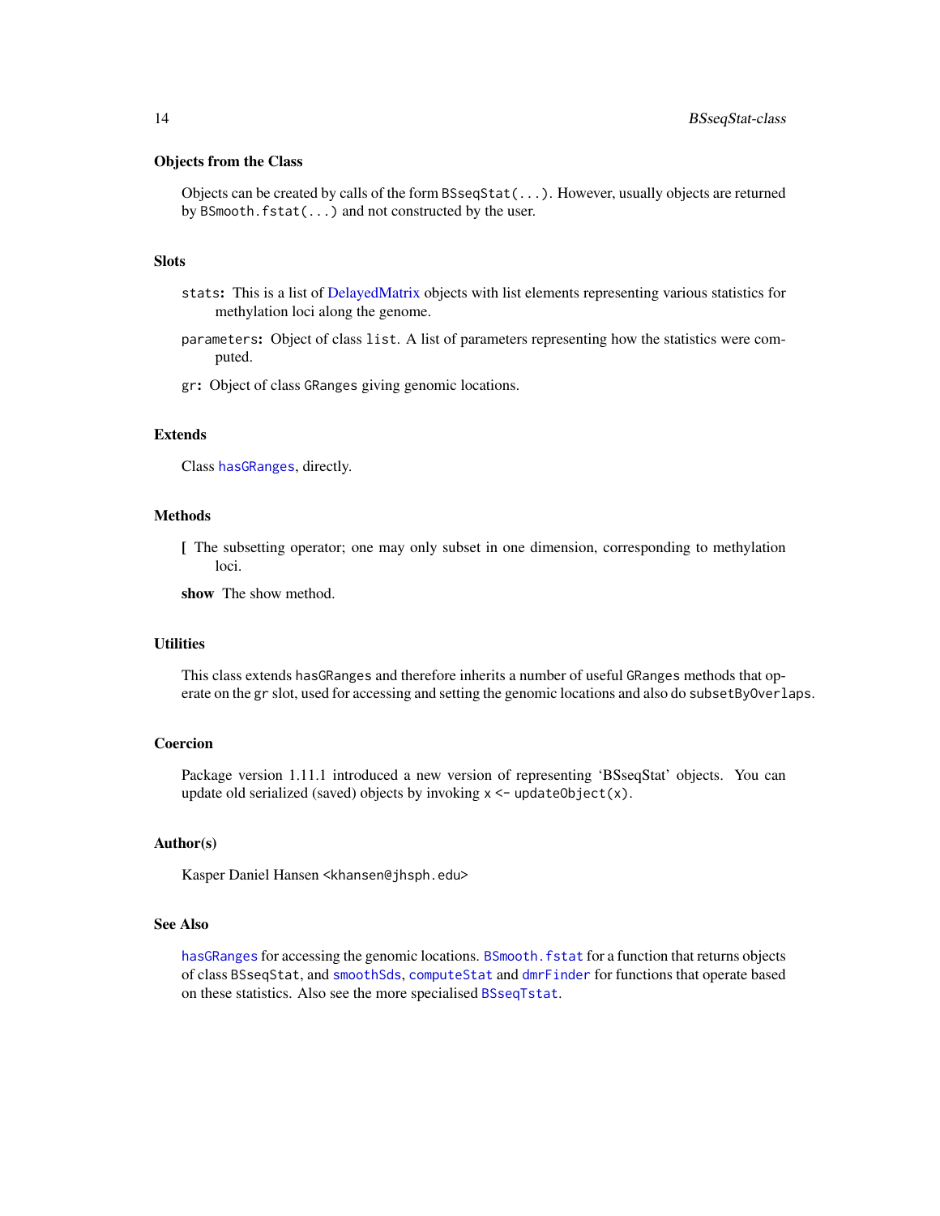### Objects from the Class

Objects can be created by calls of the form `BSseqStat(...)`. However, usually objects are returned by `BSmooth.fstat(...)` and not constructed by the user.

### Slots

`stats`: This is a list of DelayedMatrix objects with list elements representing various statistics for methylation loci along the genome.

`parameters`: Object of class `list`. A list of parameters representing how the statistics were computed.

`gr`: Object of class `GRanges` giving genomic locations.

### Extends

Class `hasGRanges`, directly.

### Methods

**[** The subsetting operator; one may only subset in one dimension, corresponding to methylation loci.

**show** The show method.

### Utilities

This class extends `hasGRanges` and therefore inherits a number of useful `GRanges` methods that operate on the `gr` slot, used for accessing and setting the genomic locations and also do `subsetByOverlaps`.

### Coercion

Package version 1.11.1 introduced a new version of representing 'BSseqStat' objects. You can update old serialized (saved) objects by invoking `x <- updateObject(x)`.

### Author(s)

Kasper Daniel Hansen <`khansen@jhsph.edu`>

### See Also

`hasGRanges` for accessing the genomic locations. `BSmooth.fstat` for a function that returns objects of class `BSseqStat`, and `smoothSds`, `computeStat` and `dmrFinder` for functions that operate based on these statistics. Also see the more specialised `BSseqTstat`.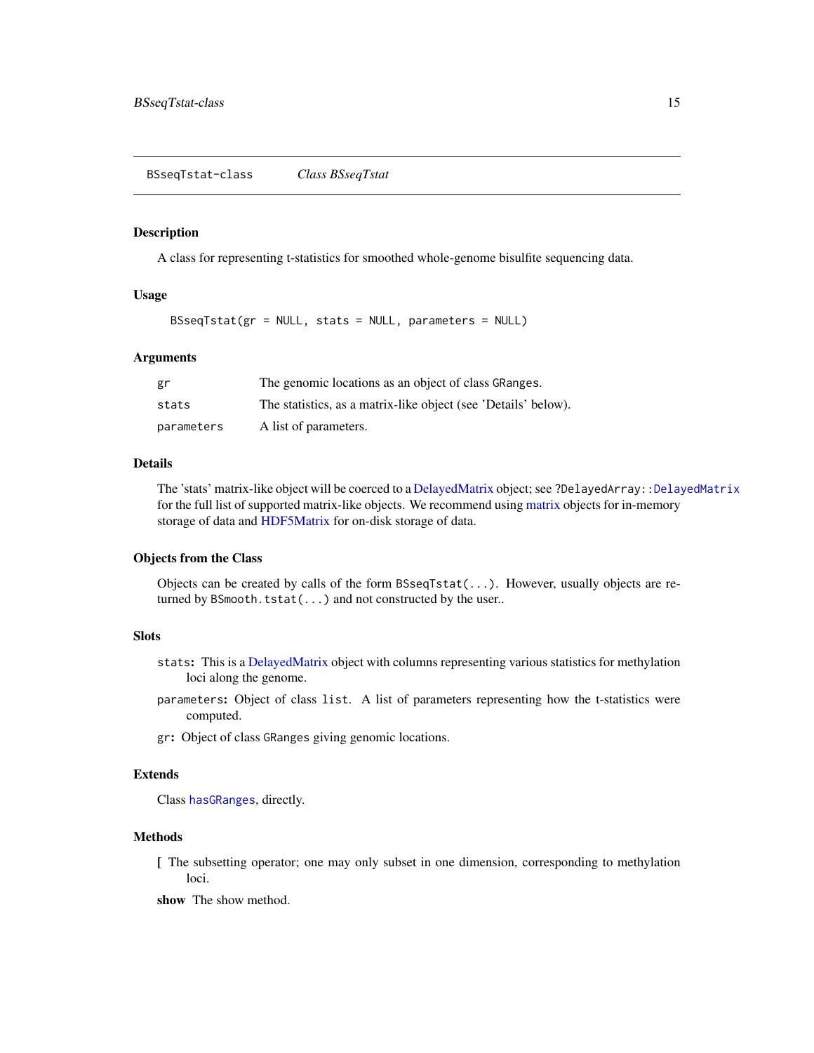BSseqTstat-class          *Class BSseqTstat*

## Description

A class for representing t-statistics for smoothed whole-genome bisulfite sequencing data.

## Usage

```
BSseqTstat(gr = NULL, stats = NULL, parameters = NULL)
```

## Arguments

| | |
|---|---|
| `gr` | The genomic locations as an object of class `GRanges`. |
| `stats` | The statistics, as a matrix-like object (see 'Details' below). |
| `parameters` | A list of parameters. |

## Details

The 'stats' matrix-like object will be coerced to a DelayedMatrix object; see `?DelayedArray::DelayedMatrix` for the full list of supported matrix-like objects. We recommend using matrix objects for in-memory storage of data and HDF5Matrix for on-disk storage of data.

## Objects from the Class

Objects can be created by calls of the form `BSseqTstat(...)`. However, usually objects are returned by `BSmooth.tstat(...)` and not constructed by the user..

## Slots

`stats`**:** This is a DelayedMatrix object with columns representing various statistics for methylation loci along the genome.

`parameters`**:** Object of class `list`. A list of parameters representing how the t-statistics were computed.

`gr`**:** Object of class `GRanges` giving genomic locations.

## Extends

Class `hasGRanges`, directly.

## Methods

**[** The subsetting operator; one may only subset in one dimension, corresponding to methylation loci.

**show** The show method.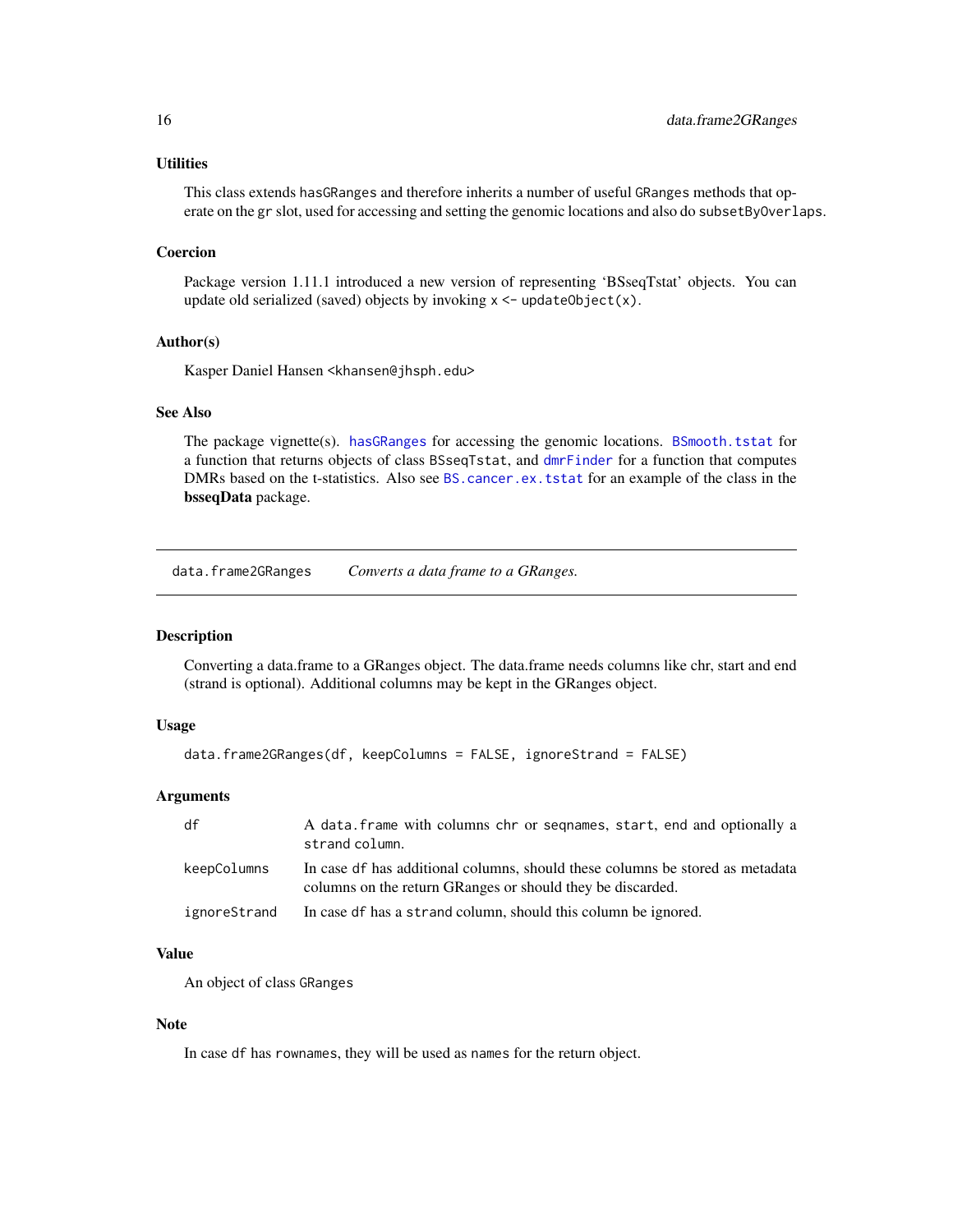### Utilities

This class extends `hasGRanges` and therefore inherits a number of useful `GRanges` methods that operate on the `gr` slot, used for accessing and setting the genomic locations and also do `subsetByOverlaps`.

### Coercion

Package version 1.11.1 introduced a new version of representing 'BSseqTstat' objects. You can update old serialized (saved) objects by invoking `x <- updateObject(x)`.

### Author(s)

Kasper Daniel Hansen <khansen@jhsph.edu>

### See Also

The package vignette(s). `hasGRanges` for accessing the genomic locations. `BSmooth.tstat` for a function that returns objects of class `BSseqTstat`, and `dmrFinder` for a function that computes DMRs based on the t-statistics. Also see `BS.cancer.ex.tstat` for an example of the class in the **bsseqData** package.

---

## data.frame2GRanges — *Converts a data frame to a GRanges.*

---

### Description

Converting a data.frame to a GRanges object. The data.frame needs columns like chr, start and end (strand is optional). Additional columns may be kept in the GRanges object.

### Usage

```
data.frame2GRanges(df, keepColumns = FALSE, ignoreStrand = FALSE)
```

### Arguments

| | |
|---|---|
| `df` | A `data.frame` with columns `chr` or `seqnames`, `start`, `end` and optionally a `strand` column. |
| `keepColumns` | In case `df` has additional columns, should these columns be stored as metadata columns on the return GRanges or should they be discarded. |
| `ignoreStrand` | In case `df` has a `strand` column, should this column be ignored. |

### Value

An object of class `GRanges`

### Note

In case `df` has `rownames`, they will be used as `names` for the return object.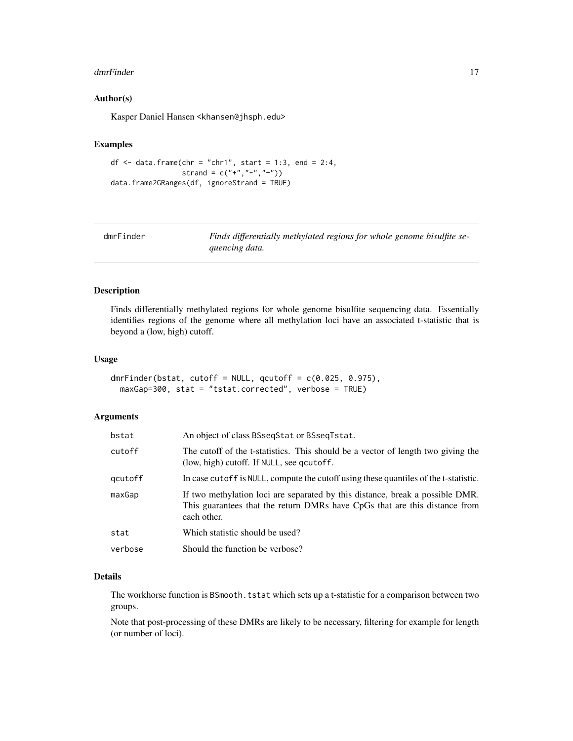### Author(s)

Kasper Daniel Hansen <khansen@jhsph.edu>

### Examples

```
df <- data.frame(chr = "chr1", start = 1:3, end = 2:4,
                 strand = c("+","-","+"))
data.frame2GRanges(df, ignoreStrand = TRUE)
```

---

## dmrFinder — *Finds differentially methylated regions for whole genome bisulfite sequencing data.*

### Description

Finds differentially methylated regions for whole genome bisulfite sequencing data. Essentially identifies regions of the genome where all methylation loci have an associated t-statistic that is beyond a (low, high) cutoff.

### Usage

```
dmrFinder(bstat, cutoff = NULL, qcutoff = c(0.025, 0.975),
  maxGap=300, stat = "tstat.corrected", verbose = TRUE)
```

### Arguments

| | |
|---|---|
| bstat | An object of class BSseqStat or BSseqTstat. |
| cutoff | The cutoff of the t-statistics. This should be a vector of length two giving the (low, high) cutoff. If NULL, see qcutoff. |
| qcutoff | In case cutoff is NULL, compute the cutoff using these quantiles of the t-statistic. |
| maxGap | If two methylation loci are separated by this distance, break a possible DMR. This guarantees that the return DMRs have CpGs that are this distance from each other. |
| stat | Which statistic should be used? |
| verbose | Should the function be verbose? |

### Details

The workhorse function is BSmooth.tstat which sets up a t-statistic for a comparison between two groups.

Note that post-processing of these DMRs are likely to be necessary, filtering for example for length (or number of loci).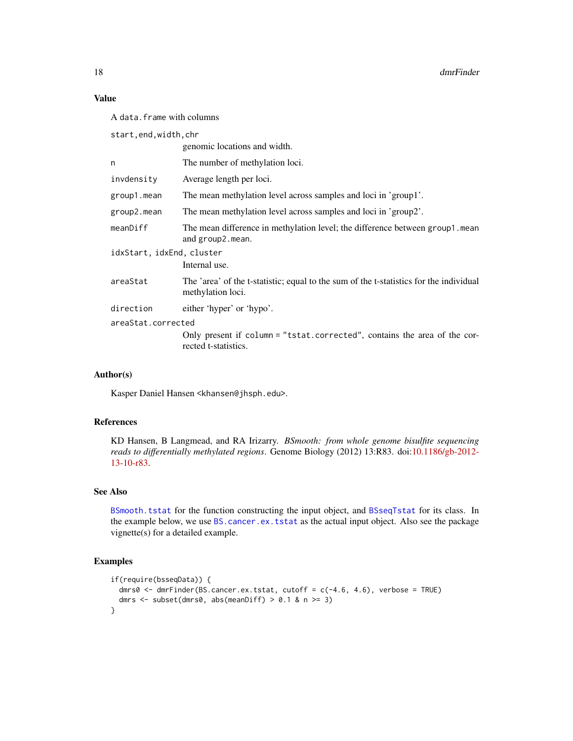## Value

A `data.frame` with columns

`start,end,width,chr`
: genomic locations and width.

`n`
: The number of methylation loci.

`invdensity`
: Average length per loci.

`group1.mean`
: The mean methylation level across samples and loci in 'group1'.

`group2.mean`
: The mean methylation level across samples and loci in 'group2'.

`meanDiff`
: The mean difference in methylation level; the difference between `group1.mean` and `group2.mean`.

`idxStart, idxEnd, cluster`
: Internal use.

`areaStat`
: The 'area' of the t-statistic; equal to the sum of the t-statistics for the individual methylation loci.

`direction`
: either 'hyper' or 'hypo'.

`areaStat.corrected`
: Only present if `column = "tstat.corrected"`, contains the area of the corrected t-statistics.

## Author(s)

Kasper Daniel Hansen <khansen@jhsph.edu>.

## References

KD Hansen, B Langmead, and RA Irizarry. *BSmooth: from whole genome bisulfite sequencing reads to differentially methylated regions*. Genome Biology (2012) 13:R83. doi:10.1186/gb-2012-13-10-r83.

## See Also

`BSmooth.tstat` for the function constructing the input object, and `BSseqTstat` for its class. In the example below, we use `BS.cancer.ex.tstat` as the actual input object. Also see the package vignette(s) for a detailed example.

## Examples

```
if(require(bsseqData)) {
  dmrs0 <- dmrFinder(BS.cancer.ex.tstat, cutoff = c(-4.6, 4.6), verbose = TRUE)
  dmrs <- subset(dmrs0, abs(meanDiff) > 0.1 & n >= 3)
}
```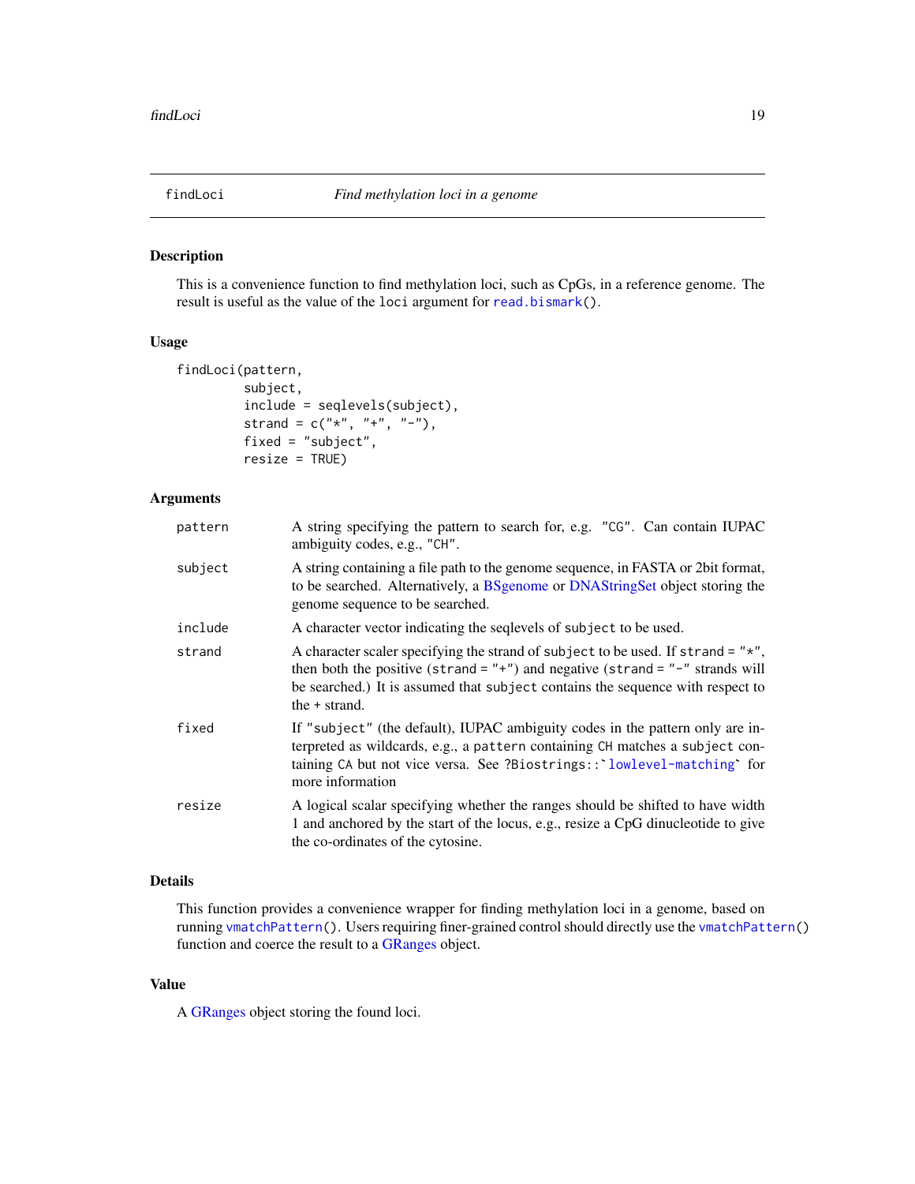# findLoci — *Find methylation loci in a genome*

## Description

This is a convenience function to find methylation loci, such as CpGs, in a reference genome. The result is useful as the value of the `loci` argument for `read.bismark()`.

## Usage

```
findLoci(pattern,
         subject,
         include = seqlevels(subject),
         strand = c("*", "+", "-"),
         fixed = "subject",
         resize = TRUE)
```

## Arguments

| Argument | Description |
|---|---|
| `pattern` | A string specifying the pattern to search for, e.g. `"CG"`. Can contain IUPAC ambiguity codes, e.g., `"CH"`. |
| `subject` | A string containing a file path to the genome sequence, in FASTA or 2bit format, to be searched. Alternatively, a BSgenome or DNAStringSet object storing the genome sequence to be searched. |
| `include` | A character vector indicating the seqlevels of `subject` to be used. |
| `strand` | A character scaler specifying the strand of `subject` to be used. If `strand = "*"`, then both the positive (`strand = "+"`) and negative (`strand = "-"` strands will be searched.) It is assumed that `subject` contains the sequence with respect to the + strand. |
| `fixed` | If `"subject"` (the default), IUPAC ambiguity codes in the pattern only are interpreted as wildcards, e.g., a `pattern` containing `CH` matches a `subject` containing `CA` but not vice versa. See `?Biostrings::`lowlevel-matching`` for more information |
| `resize` | A logical scalar specifying whether the ranges should be shifted to have width 1 and anchored by the start of the locus, e.g., resize a CpG dinucleotide to give the co-ordinates of the cytosine. |

## Details

This function provides a convenience wrapper for finding methylation loci in a genome, based on running `vmatchPattern()`. Users requiring finer-grained control should directly use the `vmatchPattern()` function and coerce the result to a GRanges object.

## Value

A GRanges object storing the found loci.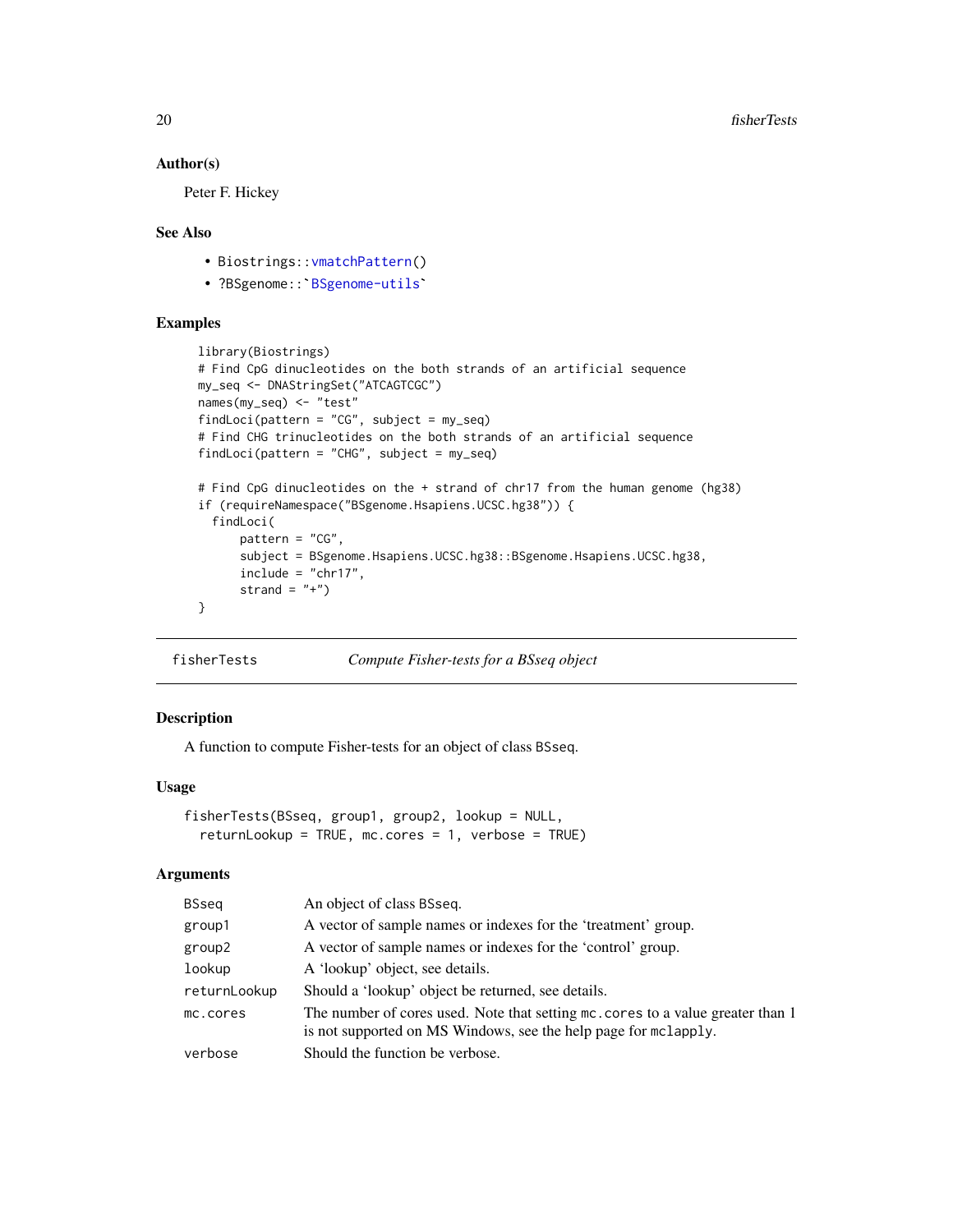### Author(s)

Peter F. Hickey

### See Also

- `Biostrings::vmatchPattern()`
- ``?BSgenome::`BSgenome-utils` ``

### Examples

```
library(Biostrings)
# Find CpG dinucleotides on the both strands of an artificial sequence
my_seq <- DNAStringSet("ATCAGTCGC")
names(my_seq) <- "test"
findLoci(pattern = "CG", subject = my_seq)
# Find CHG trinucleotides on the both strands of an artificial sequence
findLoci(pattern = "CHG", subject = my_seq)

# Find CpG dinucleotides on the + strand of chr17 from the human genome (hg38)
if (requireNamespace("BSgenome.Hsapiens.UCSC.hg38")) {
  findLoci(
      pattern = "CG",
      subject = BSgenome.Hsapiens.UCSC.hg38::BSgenome.Hsapiens.UCSC.hg38,
      include = "chr17",
      strand = "+")
}
```

---

## fisherTests — *Compute Fisher-tests for a BSseq object*

### Description

A function to compute Fisher-tests for an object of class `BSseq`.

### Usage

```
fisherTests(BSseq, group1, group2, lookup = NULL,
  returnLookup = TRUE, mc.cores = 1, verbose = TRUE)
```

### Arguments

| Argument | Description |
|---|---|
| `BSseq` | An object of class `BSseq`. |
| `group1` | A vector of sample names or indexes for the 'treatment' group. |
| `group2` | A vector of sample names or indexes for the 'control' group. |
| `lookup` | A 'lookup' object, see details. |
| `returnLookup` | Should a 'lookup' object be returned, see details. |
| `mc.cores` | The number of cores used. Note that setting `mc.cores` to a value greater than 1 is not supported on MS Windows, see the help page for `mclapply`. |
| `verbose` | Should the function be verbose. |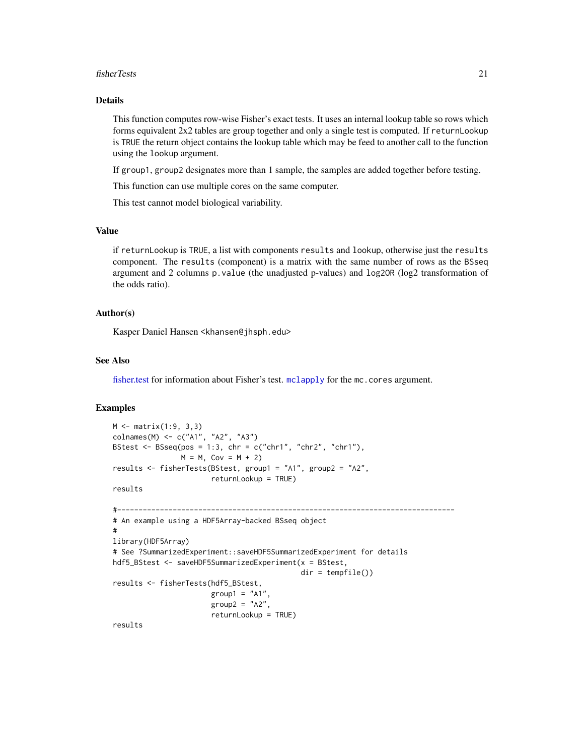## Details

This function computes row-wise Fisher's exact tests. It uses an internal lookup table so rows which forms equivalent 2x2 tables are group together and only a single test is computed. If `returnLookup` is `TRUE` the return object contains the lookup table which may be feed to another call to the function using the `lookup` argument.

If `group1`, `group2` designates more than 1 sample, the samples are added together before testing.

This function can use multiple cores on the same computer.

This test cannot model biological variability.

## Value

if `returnLookup` is `TRUE`, a list with components `results` and `lookup`, otherwise just the `results` component. The `results` (component) is a matrix with the same number of rows as the `BSseq` argument and 2 columns `p.value` (the unadjusted p-values) and `log2OR` (log2 transformation of the odds ratio).

## Author(s)

Kasper Daniel Hansen <khansen@jhsph.edu>

## See Also

fisher.test for information about Fisher's test. `mclapply` for the `mc.cores` argument.

## Examples

```
M <- matrix(1:9, 3,3)
colnames(M) <- c("A1", "A2", "A3")
BStest <- BSseq(pos = 1:3, chr = c("chr1", "chr2", "chr1"),
                M = M, Cov = M + 2)
results <- fisherTests(BStest, group1 = "A1", group2 = "A2",
                       returnLookup = TRUE)
results

#-------------------------------------------------------------------------------
# An example using a HDF5Array-backed BSseq object
#
library(HDF5Array)
# See ?SummarizedExperiment::saveHDF5SummarizedExperiment for details
hdf5_BStest <- saveHDF5SummarizedExperiment(x = BStest,
                                            dir = tempfile())
results <- fisherTests(hdf5_BStest,
                       group1 = "A1",
                       group2 = "A2",
                       returnLookup = TRUE)
results
```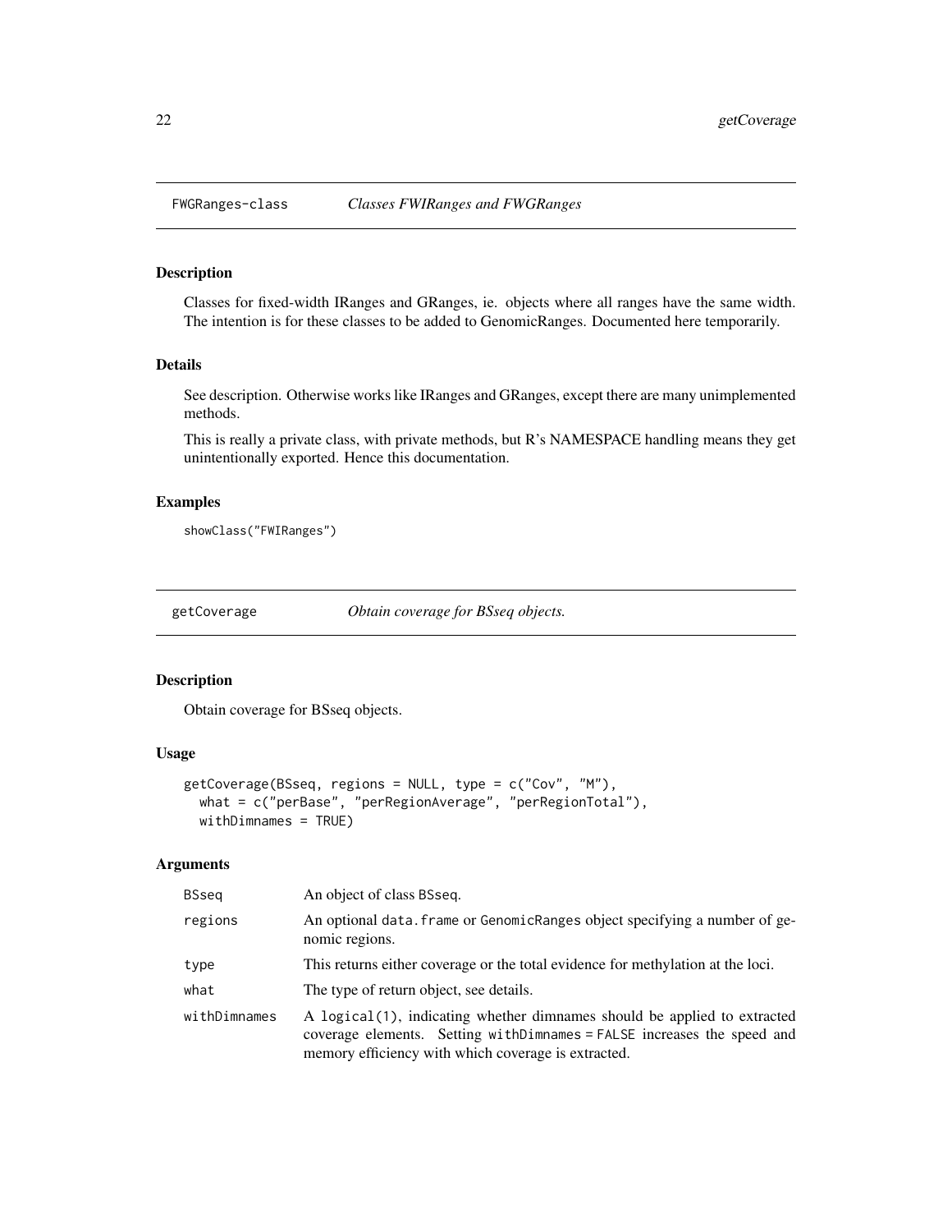## FWGRanges-class *Classes FWIRanges and FWGRanges*

### Description

Classes for fixed-width IRanges and GRanges, ie. objects where all ranges have the same width. The intention is for these classes to be added to GenomicRanges. Documented here temporarily.

### Details

See description. Otherwise works like IRanges and GRanges, except there are many unimplemented methods.

This is really a private class, with private methods, but R's NAMESPACE handling means they get unintentionally exported. Hence this documentation.

### Examples

```
showClass("FWIRanges")
```

## getCoverage *Obtain coverage for BSseq objects.*

### Description

Obtain coverage for BSseq objects.

### Usage

```
getCoverage(BSseq, regions = NULL, type = c("Cov", "M"),
  what = c("perBase", "perRegionAverage", "perRegionTotal"),
  withDimnames = TRUE)
```

### Arguments

| | |
|---|---|
| BSseq | An object of class BSseq. |
| regions | An optional data.frame or GenomicRanges object specifying a number of genomic regions. |
| type | This returns either coverage or the total evidence for methylation at the loci. |
| what | The type of return object, see details. |
| withDimnames | A logical(1), indicating whether dimnames should be applied to extracted coverage elements. Setting withDimnames = FALSE increases the speed and memory efficiency with which coverage is extracted. |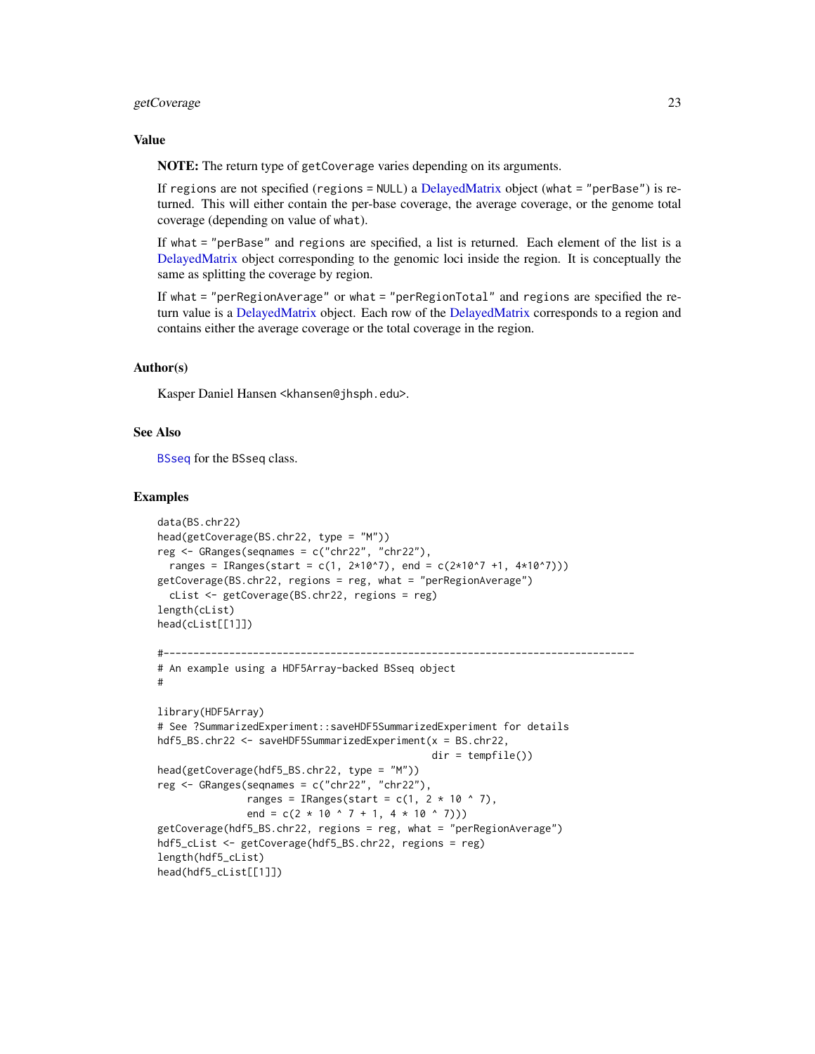### Value

**NOTE:** The return type of getCoverage varies depending on its arguments.

If regions are not specified (regions = NULL) a DelayedMatrix object (what = "perBase") is returned. This will either contain the per-base coverage, the average coverage, or the genome total coverage (depending on value of what).

If what = "perBase" and regions are specified, a list is returned. Each element of the list is a DelayedMatrix object corresponding to the genomic loci inside the region. It is conceptually the same as splitting the coverage by region.

If what = "perRegionAverage" or what = "perRegionTotal" and regions are specified the return value is a DelayedMatrix object. Each row of the DelayedMatrix corresponds to a region and contains either the average coverage or the total coverage in the region.

### Author(s)

Kasper Daniel Hansen <khansen@jhsph.edu>.

### See Also

BSseq for the BSseq class.

### Examples

```
data(BS.chr22)
head(getCoverage(BS.chr22, type = "M"))
reg <- GRanges(seqnames = c("chr22", "chr22"),
  ranges = IRanges(start = c(1, 2*10^7), end = c(2*10^7 +1, 4*10^7)))
getCoverage(BS.chr22, regions = reg, what = "perRegionAverage")
  cList <- getCoverage(BS.chr22, regions = reg)
length(cList)
head(cList[[1]])

#------------------------------------------------------------------------------
# An example using a HDF5Array-backed BSseq object
#

library(HDF5Array)
# See ?SummarizedExperiment::saveHDF5SummarizedExperiment for details
hdf5_BS.chr22 <- saveHDF5SummarizedExperiment(x = BS.chr22,
                                              dir = tempfile())
head(getCoverage(hdf5_BS.chr22, type = "M"))
reg <- GRanges(seqnames = c("chr22", "chr22"),
               ranges = IRanges(start = c(1, 2 * 10 ^ 7),
               end = c(2 * 10 ^ 7 + 1, 4 * 10 ^ 7)))
getCoverage(hdf5_BS.chr22, regions = reg, what = "perRegionAverage")
hdf5_cList <- getCoverage(hdf5_BS.chr22, regions = reg)
length(hdf5_cList)
head(hdf5_cList[[1]])
```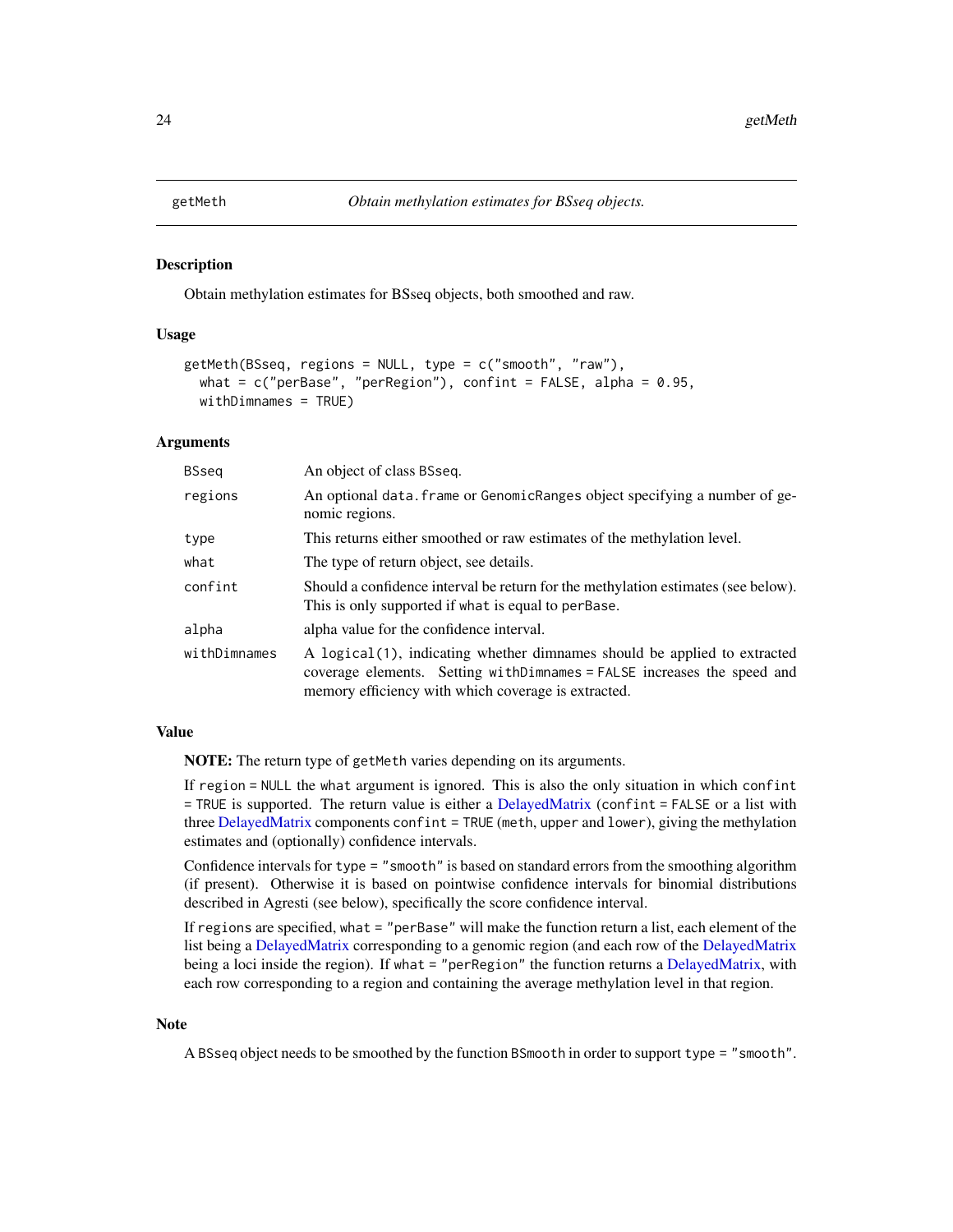## getMeth *Obtain methylation estimates for BSseq objects.*

### Description

Obtain methylation estimates for BSseq objects, both smoothed and raw.

### Usage

```
getMeth(BSseq, regions = NULL, type = c("smooth", "raw"),
  what = c("perBase", "perRegion"), confint = FALSE, alpha = 0.95,
  withDimnames = TRUE)
```

### Arguments

| | |
|---|---|
| BSseq | An object of class BSseq. |
| regions | An optional data.frame or GenomicRanges object specifying a number of genomic regions. |
| type | This returns either smoothed or raw estimates of the methylation level. |
| what | The type of return object, see details. |
| confint | Should a confidence interval be return for the methylation estimates (see below). This is only supported if what is equal to perBase. |
| alpha | alpha value for the confidence interval. |
| withDimnames | A logical(1), indicating whether dimnames should be applied to extracted coverage elements. Setting withDimnames = FALSE increases the speed and memory efficiency with which coverage is extracted. |

### Value

**NOTE:** The return type of getMeth varies depending on its arguments.

If region = NULL the what argument is ignored. This is also the only situation in which confint = TRUE is supported. The return value is either a DelayedMatrix (confint = FALSE or a list with three DelayedMatrix components confint = TRUE (meth, upper and lower), giving the methylation estimates and (optionally) confidence intervals.

Confidence intervals for type = "smooth" is based on standard errors from the smoothing algorithm (if present). Otherwise it is based on pointwise confidence intervals for binomial distributions described in Agresti (see below), specifically the score confidence interval.

If regions are specified, what = "perBase" will make the function return a list, each element of the list being a DelayedMatrix corresponding to a genomic region (and each row of the DelayedMatrix being a loci inside the region). If what = "perRegion" the function returns a DelayedMatrix, with each row corresponding to a region and containing the average methylation level in that region.

### Note

A BSseq object needs to be smoothed by the function BSmooth in order to support type = "smooth".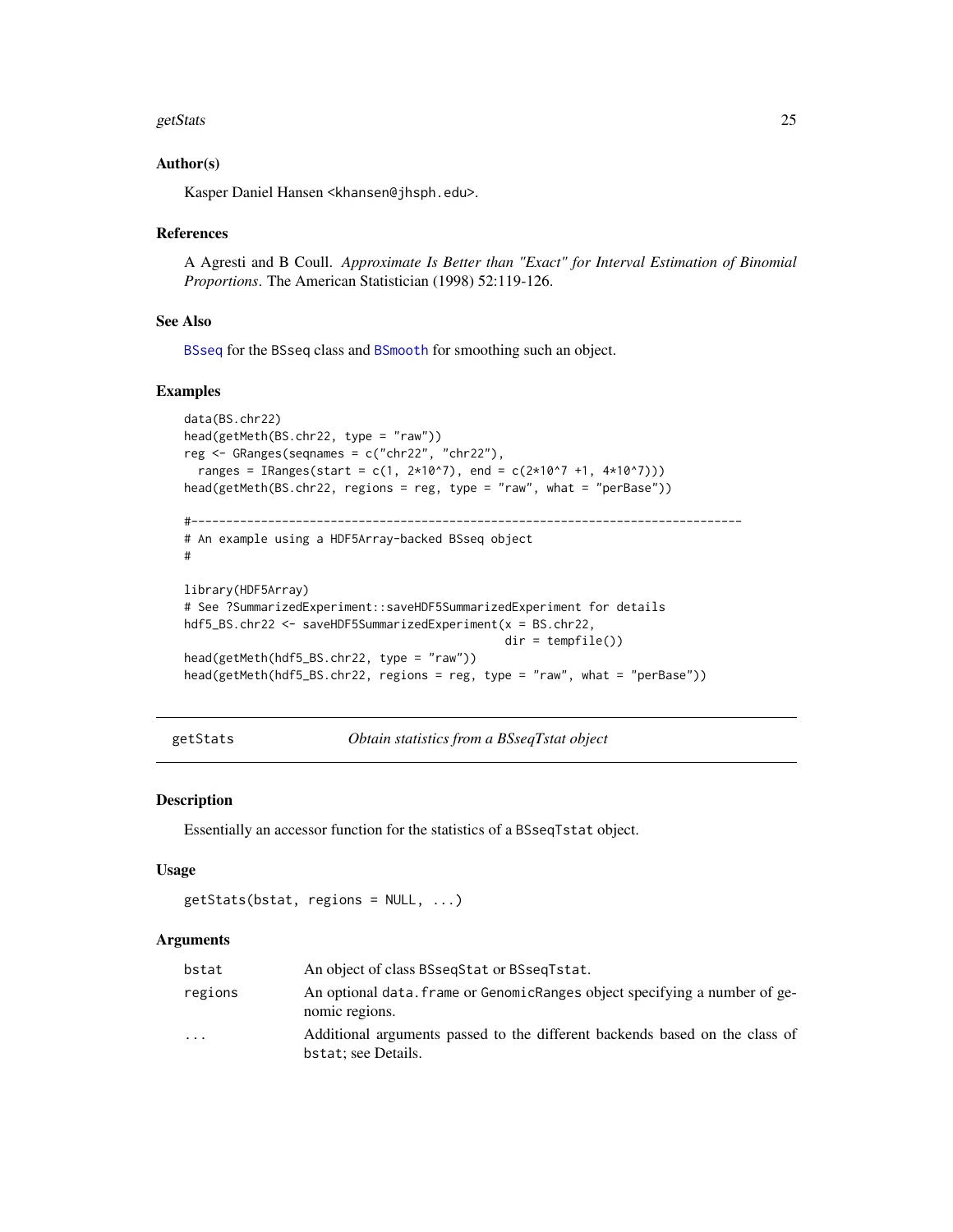### Author(s)

Kasper Daniel Hansen <khansen@jhsph.edu>.

### References

A Agresti and B Coull. *Approximate Is Better than "Exact" for Interval Estimation of Binomial Proportions*. The American Statistician (1998) 52:119-126.

### See Also

BSseq for the BSseq class and BSmooth for smoothing such an object.

### Examples

```
data(BS.chr22)
head(getMeth(BS.chr22, type = "raw"))
reg <- GRanges(seqnames = c("chr22", "chr22"),
  ranges = IRanges(start = c(1, 2*10^7), end = c(2*10^7 +1, 4*10^7)))
head(getMeth(BS.chr22, regions = reg, type = "raw", what = "perBase"))

#------------------------------------------------------------------------------
# An example using a HDF5Array-backed BSseq object
#

library(HDF5Array)
# See ?SummarizedExperiment::saveHDF5SummarizedExperiment for details
hdf5_BS.chr22 <- saveHDF5SummarizedExperiment(x = BS.chr22,
                                              dir = tempfile())
head(getMeth(hdf5_BS.chr22, type = "raw"))
head(getMeth(hdf5_BS.chr22, regions = reg, type = "raw", what = "perBase"))
```

---

## getStats — *Obtain statistics from a BSseqTstat object*

### Description

Essentially an accessor function for the statistics of a BSseqTstat object.

### Usage

```
getStats(bstat, regions = NULL, ...)
```

### Arguments

| | |
|---|---|
| bstat | An object of class BSseqStat or BSseqTstat. |
| regions | An optional data.frame or GenomicRanges object specifying a number of genomic regions. |
| ... | Additional arguments passed to the different backends based on the class of bstat; see Details. |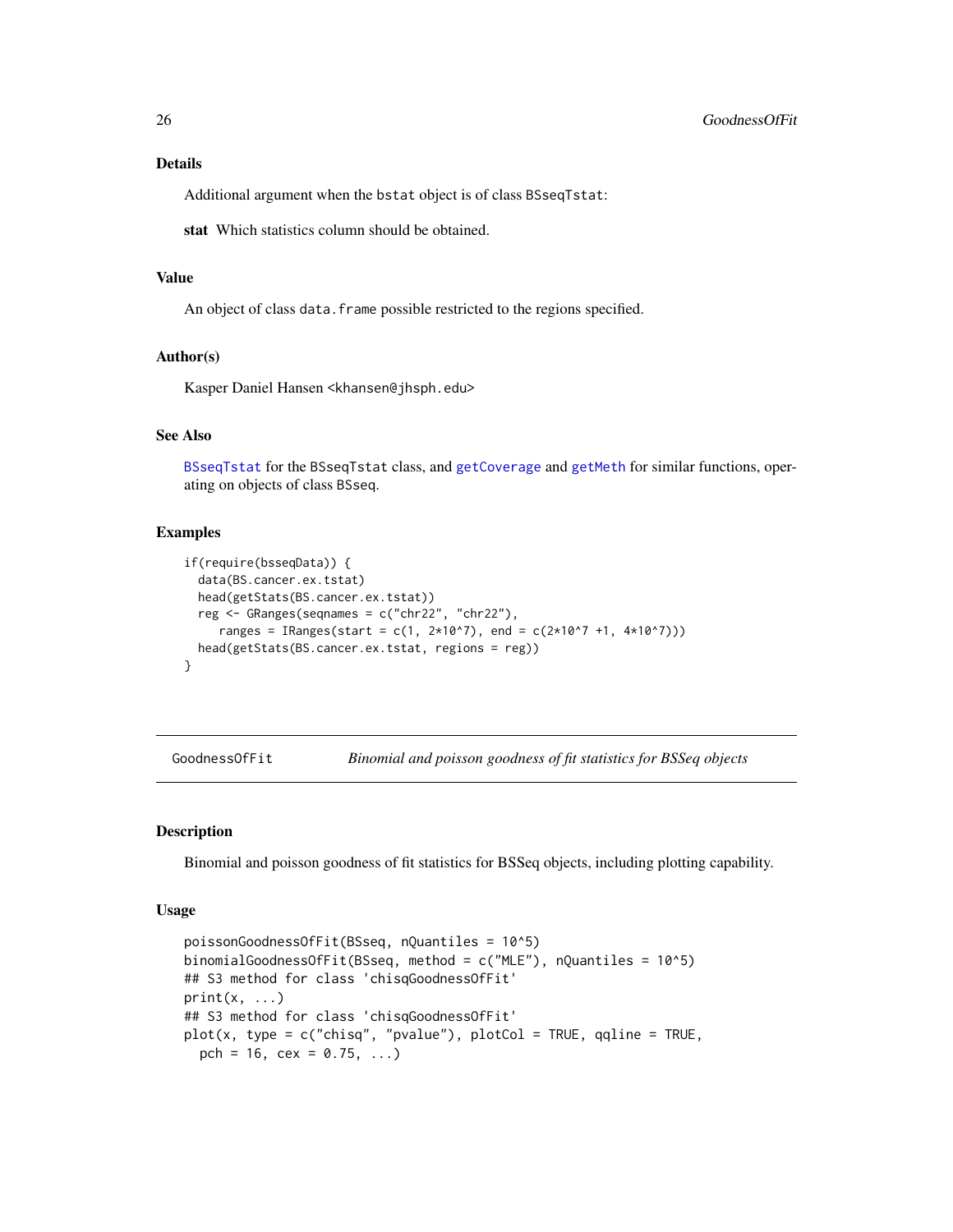## Details

Additional argument when the `bstat` object is of class `BSseqTstat`:

**stat** Which statistics column should be obtained.

## Value

An object of class `data.frame` possible restricted to the regions specified.

## Author(s)

Kasper Daniel Hansen <khansen@jhsph.edu>

## See Also

`BSseqTstat` for the `BSseqTstat` class, and `getCoverage` and `getMeth` for similar functions, operating on objects of class `BSseq`.

## Examples

```
if(require(bsseqData)) {
  data(BS.cancer.ex.tstat)
  head(getStats(BS.cancer.ex.tstat))
  reg <- GRanges(seqnames = c("chr22", "chr22"),
     ranges = IRanges(start = c(1, 2*10^7), end = c(2*10^7 +1, 4*10^7)))
  head(getStats(BS.cancer.ex.tstat, regions = reg))
}
```

---

# GoodnessOfFit — *Binomial and poisson goodness of fit statistics for BSSeq objects*

## Description

Binomial and poisson goodness of fit statistics for BSSeq objects, including plotting capability.

## Usage

```
poissonGoodnessOfFit(BSseq, nQuantiles = 10^5)
binomialGoodnessOfFit(BSseq, method = c("MLE"), nQuantiles = 10^5)
## S3 method for class 'chisqGoodnessOfFit'
print(x, ...)
## S3 method for class 'chisqGoodnessOfFit'
plot(x, type = c("chisq", "pvalue"), plotCol = TRUE, qqline = TRUE,
  pch = 16, cex = 0.75, ...)
```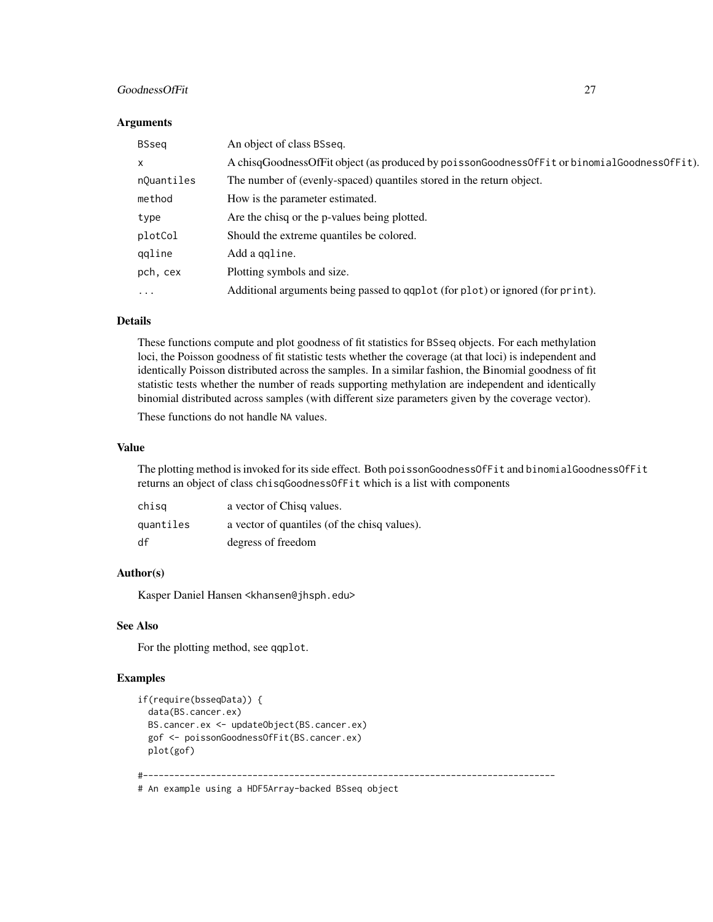### Arguments

| | |
|---|---|
| BSseq | An object of class BSseq. |
| x | A chisqGoodnessOfFit object (as produced by poissonGoodnessOfFit or binomialGoodnessOfFit). |
| nQuantiles | The number of (evenly-spaced) quantiles stored in the return object. |
| method | How is the parameter estimated. |
| type | Are the chisq or the p-values being plotted. |
| plotCol | Should the extreme quantiles be colored. |
| qqline | Add a qqline. |
| pch, cex | Plotting symbols and size. |
| ... | Additional arguments being passed to qqplot (for plot) or ignored (for print). |

### Details

These functions compute and plot goodness of fit statistics for BSseq objects. For each methylation loci, the Poisson goodness of fit statistic tests whether the coverage (at that loci) is independent and identically Poisson distributed across the samples. In a similar fashion, the Binomial goodness of fit statistic tests whether the number of reads supporting methylation are independent and identically binomial distributed across samples (with different size parameters given by the coverage vector).

These functions do not handle NA values.

### Value

The plotting method is invoked for its side effect. Both poissonGoodnessOfFit and binomialGoodnessOfFit returns an object of class chisqGoodnessOfFit which is a list with components

| | |
|---|---|
| chisq | a vector of Chisq values. |
| quantiles | a vector of quantiles (of the chisq values). |
| df | degress of freedom |

### Author(s)

Kasper Daniel Hansen <khansen@jhsph.edu>

### See Also

For the plotting method, see qqplot.

### Examples

```
if(require(bsseqData)) {
  data(BS.cancer.ex)
  BS.cancer.ex <- updateObject(BS.cancer.ex)
  gof <- poissonGoodnessOfFit(BS.cancer.ex)
  plot(gof)

#------------------------------------------------------------------------------
# An example using a HDF5Array-backed BSseq object
```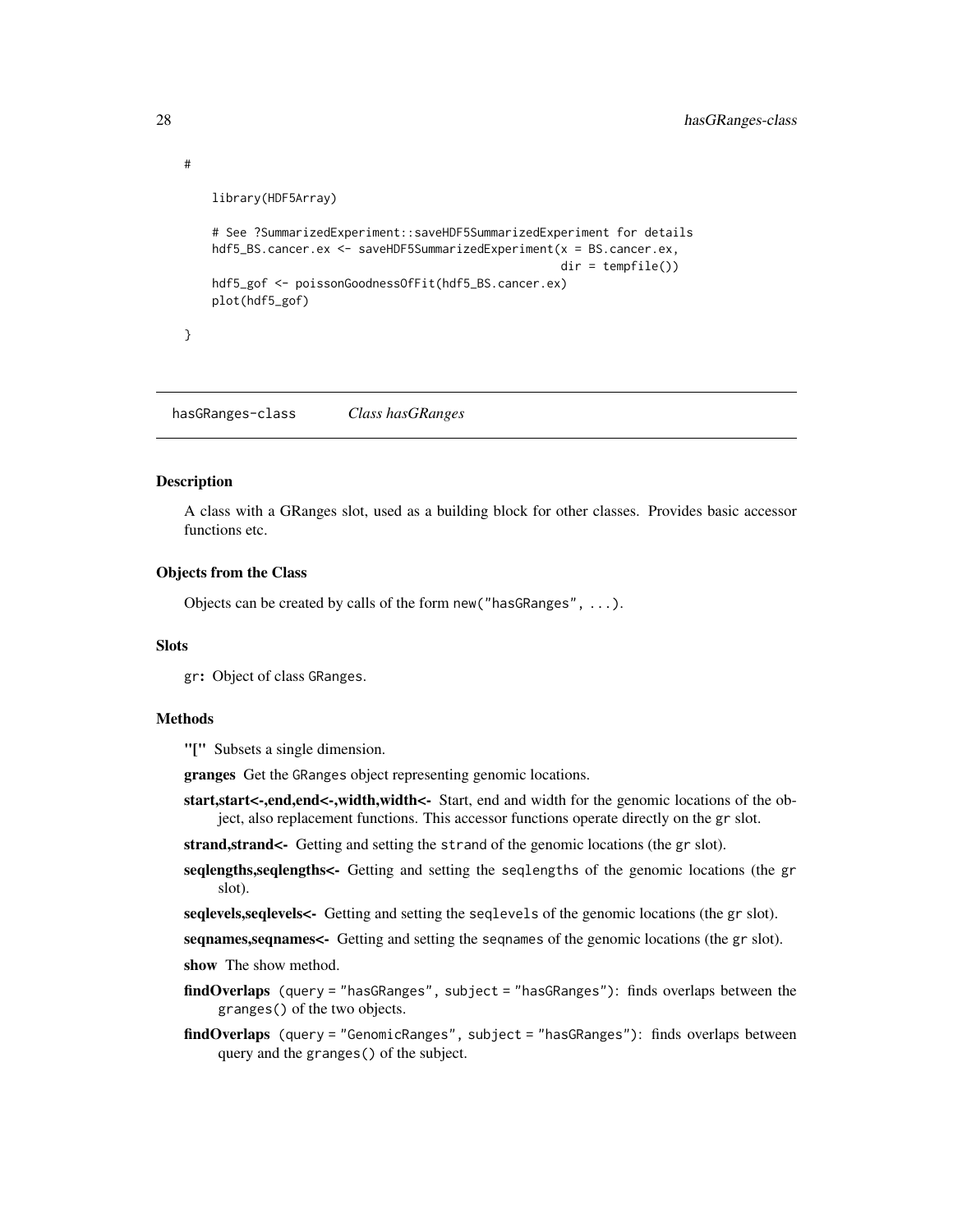```
#
    library(HDF5Array)

    # See ?SummarizedExperiment::saveHDF5SummarizedExperiment for details
    hdf5_BS.cancer.ex <- saveHDF5SummarizedExperiment(x = BS.cancer.ex,
                                                       dir = tempfile())
    hdf5_gof <- poissonGoodnessOfFit(hdf5_BS.cancer.ex)
    plot(hdf5_gof)

}
```

---

## hasGRanges-class *Class hasGRanges*

### Description

A class with a GRanges slot, used as a building block for other classes. Provides basic accessor functions etc.

### Objects from the Class

Objects can be created by calls of the form `new("hasGRanges", ...)`.

### Slots

`gr`**:** Object of class `GRanges`.

### Methods

**"["** Subsets a single dimension.

**granges** Get the `GRanges` object representing genomic locations.

**start,start<-,end,end<-,width,width<-** Start, end and width for the genomic locations of the object, also replacement functions. This accessor functions operate directly on the `gr` slot.

**strand,strand<-** Getting and setting the `strand` of the genomic locations (the `gr` slot).

**seqlengths,seqlengths<-** Getting and setting the `seqlengths` of the genomic locations (the `gr` slot).

**seqlevels,seqlevels<-** Getting and setting the `seqlevels` of the genomic locations (the `gr` slot).

**seqnames,seqnames<-** Getting and setting the `seqnames` of the genomic locations (the `gr` slot).

**show** The show method.

**findOverlaps** `(query = "hasGRanges", subject = "hasGRanges")`: finds overlaps between the `granges()` of the two objects.

**findOverlaps** `(query = "GenomicRanges", subject = "hasGRanges")`: finds overlaps between query and the `granges()` of the subject.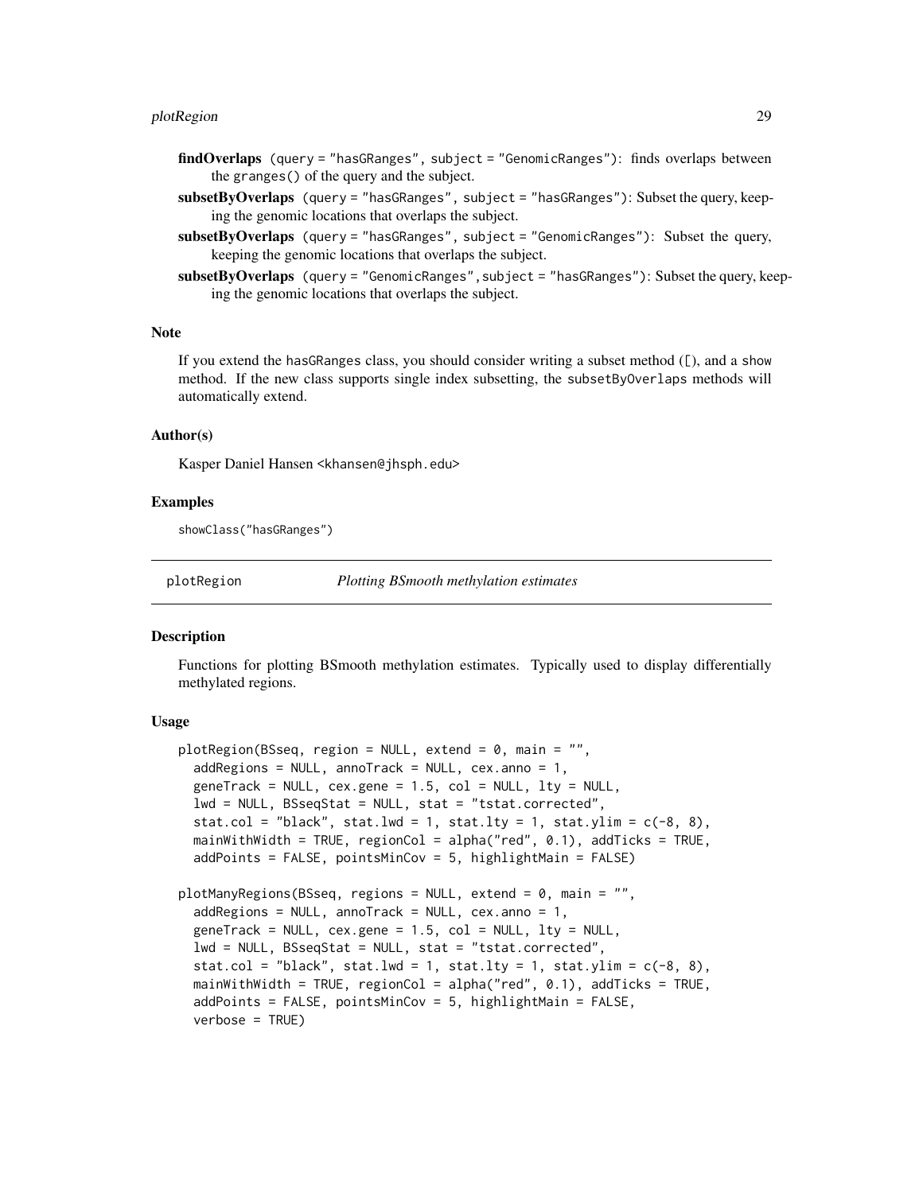**findOverlaps** (query = "hasGRanges", subject = "GenomicRanges"): finds overlaps between the granges() of the query and the subject.

**subsetByOverlaps** (query = "hasGRanges", subject = "hasGRanges"): Subset the query, keeping the genomic locations that overlaps the subject.

**subsetByOverlaps** (query = "hasGRanges", subject = "GenomicRanges"): Subset the query, keeping the genomic locations that overlaps the subject.

**subsetByOverlaps** (query = "GenomicRanges", subject = "hasGRanges"): Subset the query, keeping the genomic locations that overlaps the subject.

### Note

If you extend the hasGRanges class, you should consider writing a subset method ([), and a show method. If the new class supports single index subsetting, the subsetByOverlaps methods will automatically extend.

### Author(s)

Kasper Daniel Hansen <khansen@jhsph.edu>

### Examples

```
showClass("hasGRanges")
```

---

## plotRegion — *Plotting BSmooth methylation estimates*

### Description

Functions for plotting BSmooth methylation estimates. Typically used to display differentially methylated regions.

### Usage

```
plotRegion(BSseq, region = NULL, extend = 0, main = "",
  addRegions = NULL, annoTrack = NULL, cex.anno = 1,
  geneTrack = NULL, cex.gene = 1.5, col = NULL, lty = NULL,
  lwd = NULL, BSseqStat = NULL, stat = "tstat.corrected",
  stat.col = "black", stat.lwd = 1, stat.lty = 1, stat.ylim = c(-8, 8),
  mainWithWidth = TRUE, regionCol = alpha("red", 0.1), addTicks = TRUE,
  addPoints = FALSE, pointsMinCov = 5, highlightMain = FALSE)

plotManyRegions(BSseq, regions = NULL, extend = 0, main = "",
  addRegions = NULL, annoTrack = NULL, cex.anno = 1,
  geneTrack = NULL, cex.gene = 1.5, col = NULL, lty = NULL,
  lwd = NULL, BSseqStat = NULL, stat = "tstat.corrected",
  stat.col = "black", stat.lwd = 1, stat.lty = 1, stat.ylim = c(-8, 8),
  mainWithWidth = TRUE, regionCol = alpha("red", 0.1), addTicks = TRUE,
  addPoints = FALSE, pointsMinCov = 5, highlightMain = FALSE,
  verbose = TRUE)
```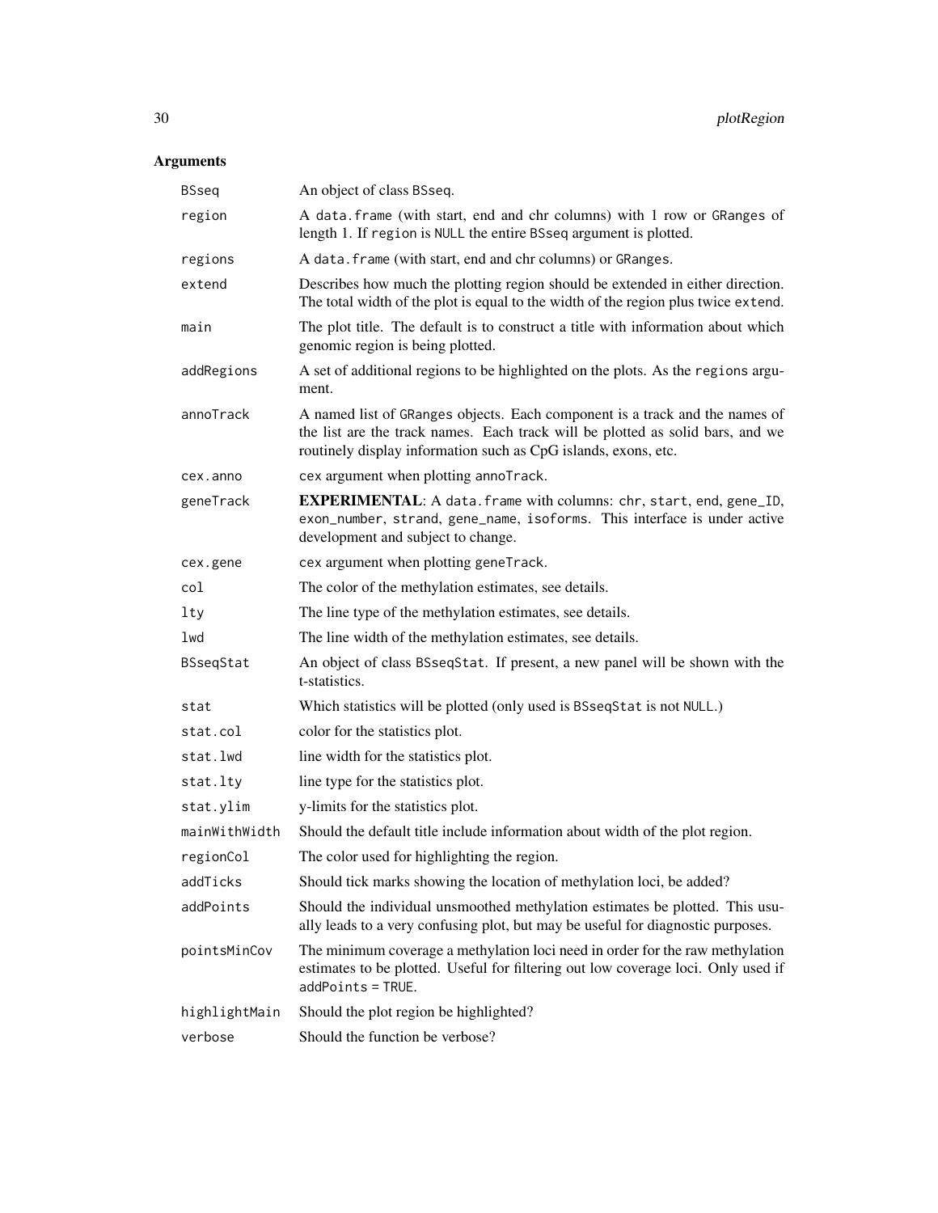## Arguments

| | |
|---|---|
| `BSseq` | An object of class `BSseq`. |
| `region` | A `data.frame` (with start, end and chr columns) with 1 row or `GRanges` of length 1. If `region` is `NULL` the entire `BSseq` argument is plotted. |
| `regions` | A `data.frame` (with start, end and chr columns) or `GRanges`. |
| `extend` | Describes how much the plotting region should be extended in either direction. The total width of the plot is equal to the width of the region plus twice `extend`. |
| `main` | The plot title. The default is to construct a title with information about which genomic region is being plotted. |
| `addRegions` | A set of additional regions to be highlighted on the plots. As the `regions` argument. |
| `annoTrack` | A named list of `GRanges` objects. Each component is a track and the names of the list are the track names. Each track will be plotted as solid bars, and we routinely display information such as CpG islands, exons, etc. |
| `cex.anno` | `cex` argument when plotting `annoTrack`. |
| `geneTrack` | **EXPERIMENTAL**: A `data.frame` with columns: `chr`, `start`, `end`, `gene_ID`, `exon_number`, `strand`, `gene_name`, `isoforms`. This interface is under active development and subject to change. |
| `cex.gene` | `cex` argument when plotting `geneTrack`. |
| `col` | The color of the methylation estimates, see details. |
| `lty` | The line type of the methylation estimates, see details. |
| `lwd` | The line width of the methylation estimates, see details. |
| `BSseqStat` | An object of class `BSseqStat`. If present, a new panel will be shown with the t-statistics. |
| `stat` | Which statistics will be plotted (only used is `BSseqStat` is not `NULL`.) |
| `stat.col` | color for the statistics plot. |
| `stat.lwd` | line width for the statistics plot. |
| `stat.lty` | line type for the statistics plot. |
| `stat.ylim` | y-limits for the statistics plot. |
| `mainWithWidth` | Should the default title include information about width of the plot region. |
| `regionCol` | The color used for highlighting the region. |
| `addTicks` | Should tick marks showing the location of methylation loci, be added? |
| `addPoints` | Should the individual unsmoothed methylation estimates be plotted. This usually leads to a very confusing plot, but may be useful for diagnostic purposes. |
| `pointsMinCov` | The minimum coverage a methylation loci need in order for the raw methylation estimates to be plotted. Useful for filtering out low coverage loci. Only used if `addPoints = TRUE`. |
| `highlightMain` | Should the plot region be highlighted? |
| `verbose` | Should the function be verbose? |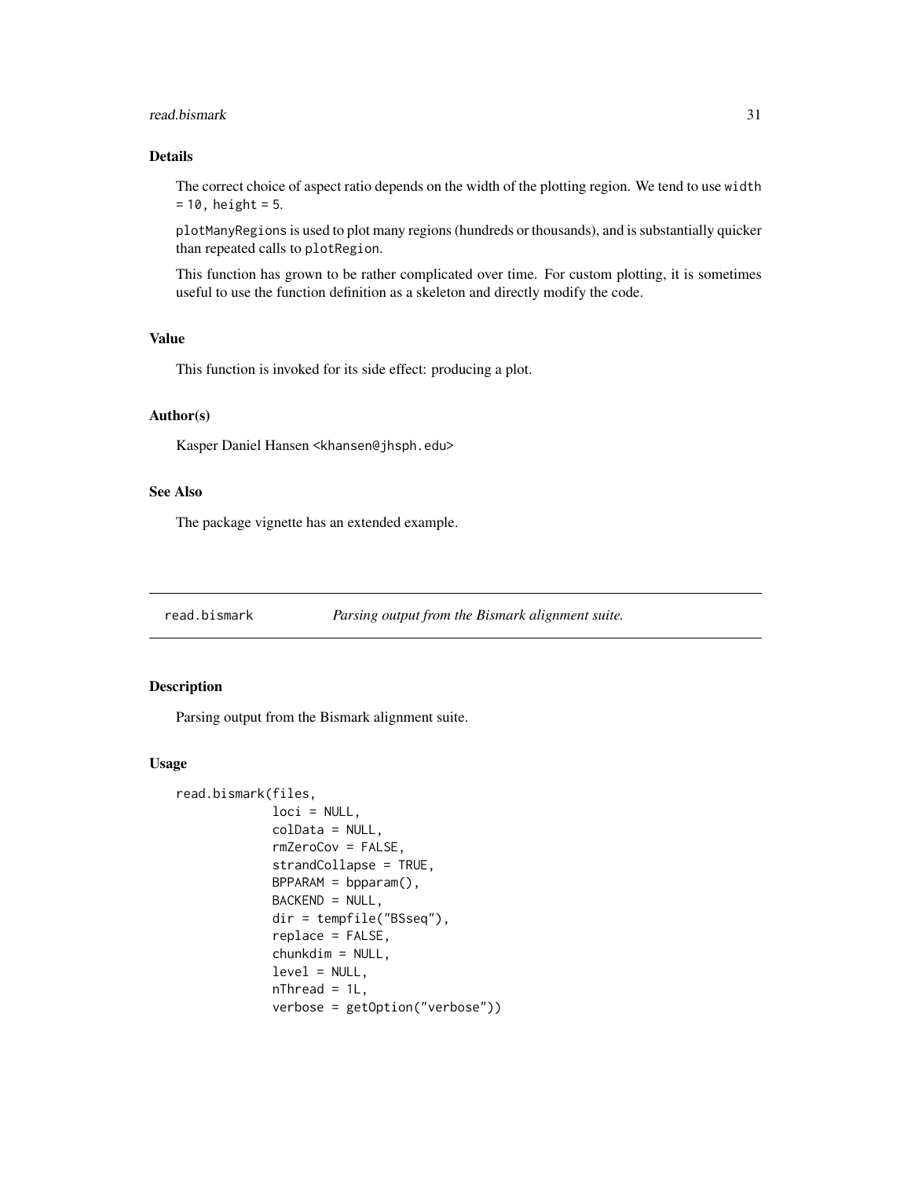### Details

The correct choice of aspect ratio depends on the width of the plotting region. We tend to use `width = 10, height = 5`.

`plotManyRegions` is used to plot many regions (hundreds or thousands), and is substantially quicker than repeated calls to `plotRegion`.

This function has grown to be rather complicated over time. For custom plotting, it is sometimes useful to use the function definition as a skeleton and directly modify the code.

### Value

This function is invoked for its side effect: producing a plot.

### Author(s)

Kasper Daniel Hansen <khansen@jhsph.edu>

### See Also

The package vignette has an extended example.

---

## `read.bismark` *Parsing output from the Bismark alignment suite.*

---

### Description

Parsing output from the Bismark alignment suite.

### Usage

```
read.bismark(files,
             loci = NULL,
             colData = NULL,
             rmZeroCov = FALSE,
             strandCollapse = TRUE,
             BPPARAM = bpparam(),
             BACKEND = NULL,
             dir = tempfile("BSseq"),
             replace = FALSE,
             chunkdim = NULL,
             level = NULL,
             nThread = 1L,
             verbose = getOption("verbose"))
```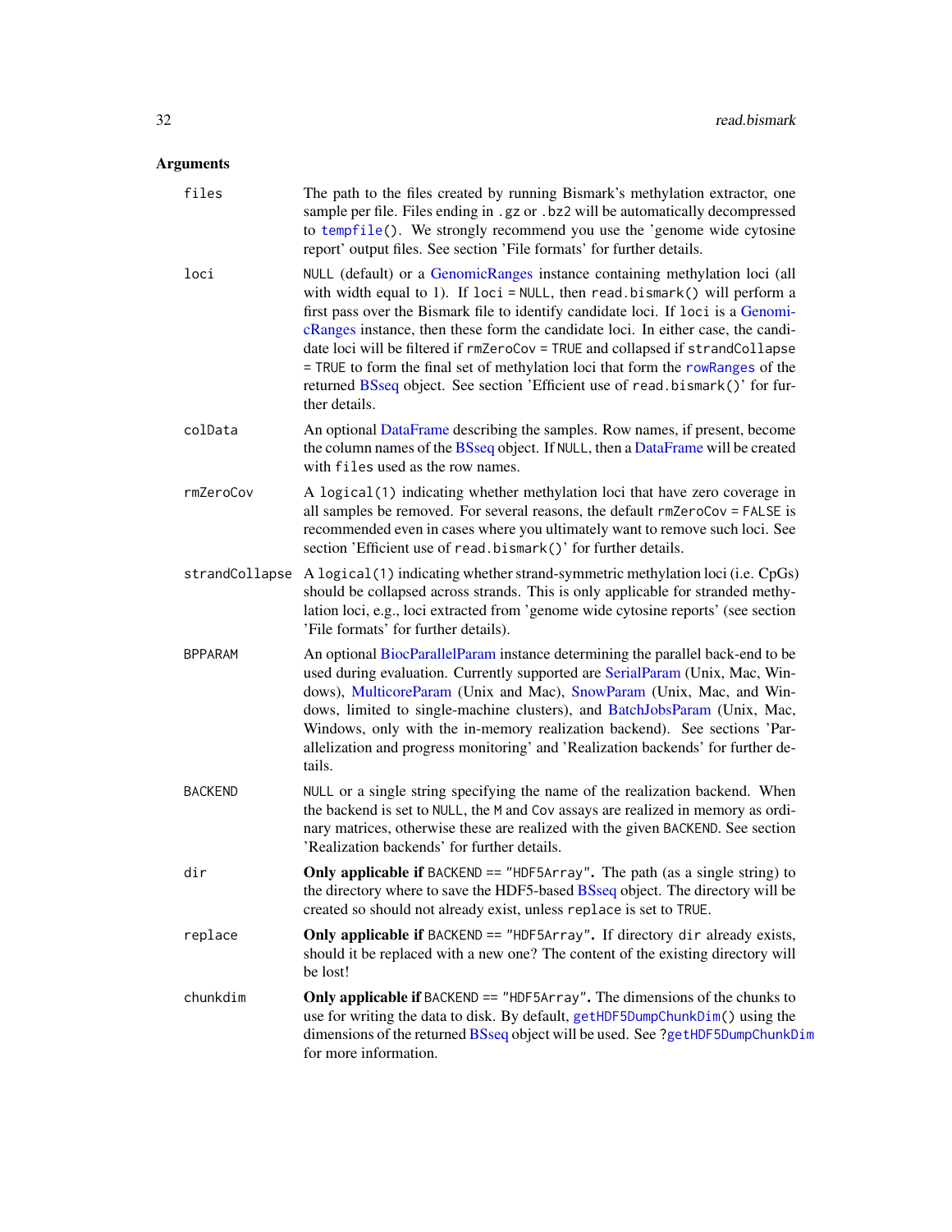## Arguments

files
: The path to the files created by running Bismark's methylation extractor, one sample per file. Files ending in `.gz` or `.bz2` will be automatically decompressed to `tempfile()`. We strongly recommend you use the 'genome wide cytosine report' output files. See section 'File formats' for further details.

loci
: `NULL` (default) or a GenomicRanges instance containing methylation loci (all with width equal to 1). If `loci = NULL`, then `read.bismark()` will perform a first pass over the Bismark file to identify candidate loci. If `loci` is a GenomicRanges instance, then these form the candidate loci. In either case, the candidate loci will be filtered if `rmZeroCov = TRUE` and collapsed if `strandCollapse = TRUE` to form the final set of methylation loci that form the `rowRanges` of the returned BSseq object. See section 'Efficient use of `read.bismark()`' for further details.

colData
: An optional DataFrame describing the samples. Row names, if present, become the column names of the BSseq object. If `NULL`, then a DataFrame will be created with `files` used as the row names.

rmZeroCov
: A `logical(1)` indicating whether methylation loci that have zero coverage in all samples be removed. For several reasons, the default `rmZeroCov = FALSE` is recommended even in cases where you ultimately want to remove such loci. See section 'Efficient use of `read.bismark()`' for further details.

strandCollapse
: A `logical(1)` indicating whether strand-symmetric methylation loci (i.e. CpGs) should be collapsed across strands. This is only applicable for stranded methylation loci, e.g., loci extracted from 'genome wide cytosine reports' (see section 'File formats' for further details).

BPPARAM
: An optional BiocParallelParam instance determining the parallel back-end to be used during evaluation. Currently supported are SerialParam (Unix, Mac, Windows), MulticoreParam (Unix and Mac), SnowParam (Unix, Mac, and Windows, limited to single-machine clusters), and BatchJobsParam (Unix, Mac, Windows, only with the in-memory realization backend). See sections 'Parallelization and progress monitoring' and 'Realization backends' for further details.

BACKEND
: `NULL` or a single string specifying the name of the realization backend. When the backend is set to `NULL`, the `M` and `Cov` assays are realized in memory as ordinary matrices, otherwise these are realized with the given `BACKEND`. See section 'Realization backends' for further details.

dir
: **Only applicable if `BACKEND == "HDF5Array"`.** The path (as a single string) to the directory where to save the HDF5-based BSseq object. The directory will be created so should not already exist, unless `replace` is set to `TRUE`.

replace
: **Only applicable if `BACKEND == "HDF5Array"`.** If directory `dir` already exists, should it be replaced with a new one? The content of the existing directory will be lost!

chunkdim
: **Only applicable if `BACKEND == "HDF5Array"`.** The dimensions of the chunks to use for writing the data to disk. By default, `getHDF5DumpChunkDim()` using the dimensions of the returned BSseq object will be used. See `?getHDF5DumpChunkDim` for more information.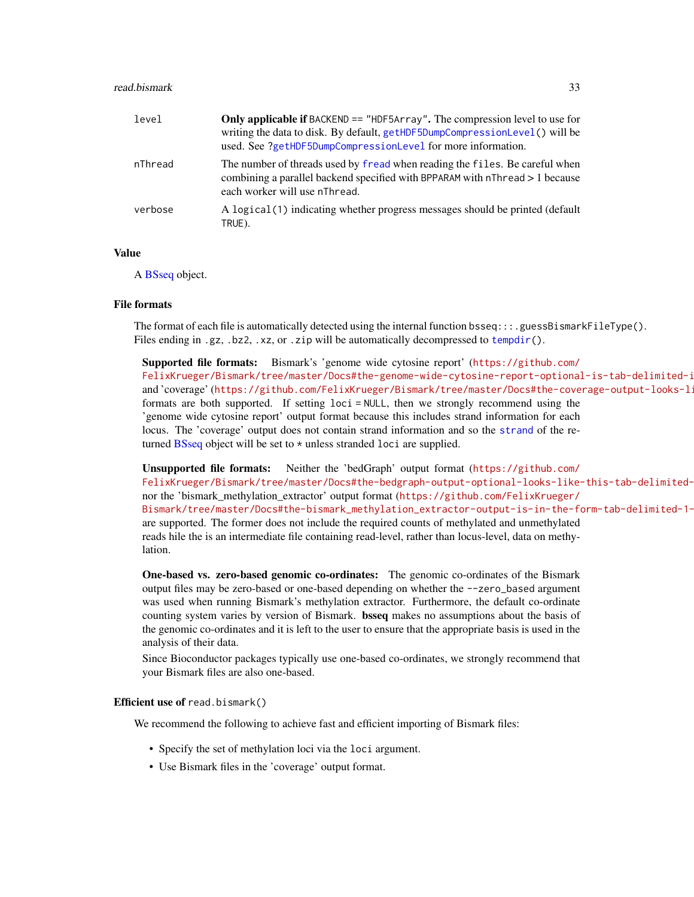| | |
|---|---|
| level | **Only applicable if** BACKEND == "HDF5Array"**.** The compression level to use for writing the data to disk. By default, getHDF5DumpCompressionLevel() will be used. See ?getHDF5DumpCompressionLevel for more information. |
| nThread | The number of threads used by fread when reading the files. Be careful when combining a parallel backend specified with BPPARAM with nThread > 1 because each worker will use nThread. |
| verbose | A logical(1) indicating whether progress messages should be printed (default TRUE). |

## Value

A BSseq object.

## File formats

The format of each file is automatically detected using the internal function bsseq:::.guessBismarkFileType(). Files ending in .gz, .bz2, .xz, or .zip will be automatically decompressed to tempdir().

**Supported file formats:** Bismark's 'genome wide cytosine report' (https://github.com/FelixKrueger/Bismark/tree/master/Docs#the-genome-wide-cytosine-report-optional-is-tab-delimited-i and 'coverage' (https://github.com/FelixKrueger/Bismark/tree/master/Docs#the-coverage-output-looks-li formats are both supported. If setting loci = NULL, then we strongly recommend using the 'genome wide cytosine report' output format because this includes strand information for each locus. The 'coverage' output does not contain strand information and so the strand of the returned BSseq object will be set to * unless stranded loci are supplied.

**Unsupported file formats:** Neither the 'bedGraph' output format (https://github.com/FelixKrueger/Bismark/tree/master/Docs#the-bedgraph-output-optional-looks-like-this-tab-delimited- nor the 'bismark_methylation_extractor' output format (https://github.com/FelixKrueger/Bismark/tree/master/Docs#the-bismark_methylation_extractor-output-is-in-the-form-tab-delimited-1- are supported. The former does not include the required counts of methylated and unmethylated reads hile the is an intermediate file containing read-level, rather than locus-level, data on methylation.

**One-based vs. zero-based genomic co-ordinates:** The genomic co-ordinates of the Bismark output files may be zero-based or one-based depending on whether the --zero_based argument was used when running Bismark's methylation extractor. Furthermore, the default co-ordinate counting system varies by version of Bismark. **bsseq** makes no assumptions about the basis of the genomic co-ordinates and it is left to the user to ensure that the appropriate basis is used in the analysis of their data.

Since Bioconductor packages typically use one-based co-ordinates, we strongly recommend that your Bismark files are also one-based.

## Efficient use of read.bismark()

We recommend the following to achieve fast and efficient importing of Bismark files:

- Specify the set of methylation loci via the loci argument.
- Use Bismark files in the 'coverage' output format.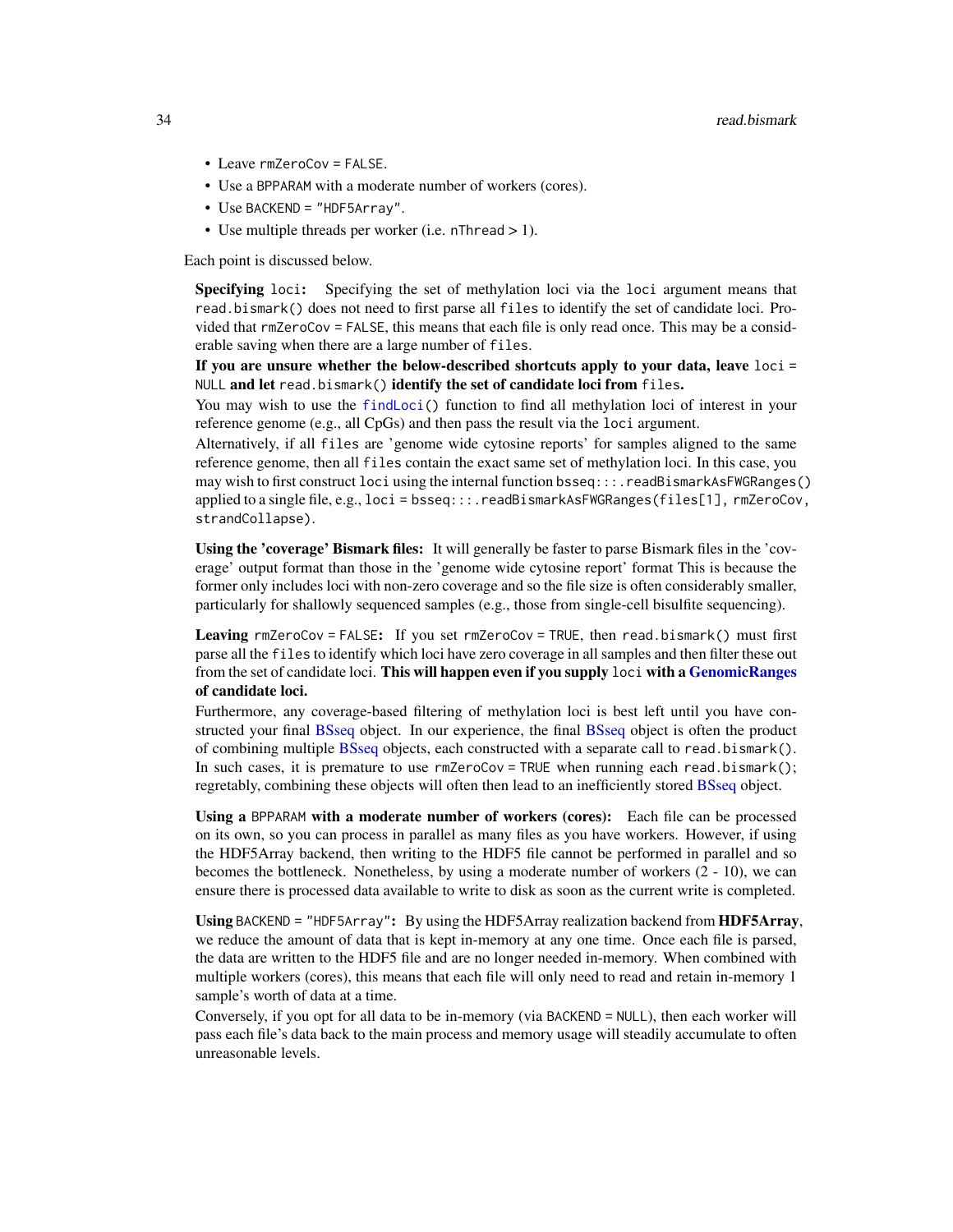- Leave `rmZeroCov = FALSE`.
- Use a `BPPARAM` with a moderate number of workers (cores).
- Use `BACKEND = "HDF5Array"`.
- Use multiple threads per worker (i.e. `nThread > 1`).

Each point is discussed below.

**Specifying `loci`:** Specifying the set of methylation loci via the `loci` argument means that `read.bismark()` does not need to first parse all `files` to identify the set of candidate loci. Provided that `rmZeroCov = FALSE`, this means that each file is only read once. This may be a considerable saving when there are a large number of `files`.

**If you are unsure whether the below-described shortcuts apply to your data, leave `loci = NULL` and let `read.bismark()` identify the set of candidate loci from `files`.**

You may wish to use the `findLoci()` function to find all methylation loci of interest in your reference genome (e.g., all CpGs) and then pass the result via the `loci` argument.

Alternatively, if all `files` are 'genome wide cytosine reports' for samples aligned to the same reference genome, then all `files` contain the exact same set of methylation loci. In this case, you may wish to first construct `loci` using the internal function `bsseq:::.readBismarkAsFWGRanges()` applied to a single file, e.g., `loci = bsseq:::.readBismarkAsFWGRanges(files[1], rmZeroCov, strandCollapse)`.

**Using the 'coverage' Bismark files:** It will generally be faster to parse Bismark files in the 'coverage' output format than those in the 'genome wide cytosine report' format This is because the former only includes loci with non-zero coverage and so the file size is often considerably smaller, particularly for shallowly sequenced samples (e.g., those from single-cell bisulfite sequencing).

**Leaving `rmZeroCov = FALSE`:** If you set `rmZeroCov = TRUE`, then `read.bismark()` must first parse all the `files` to identify which loci have zero coverage in all samples and then filter these out from the set of candidate loci. **This will happen even if you supply `loci` with a GenomicRanges of candidate loci.**

Furthermore, any coverage-based filtering of methylation loci is best left until you have constructed your final BSseq object. In our experience, the final BSseq object is often the product of combining multiple BSseq objects, each constructed with a separate call to `read.bismark()`. In such cases, it is premature to use `rmZeroCov = TRUE` when running each `read.bismark()`; regretably, combining these objects will often then lead to an inefficiently stored BSseq object.

**Using a `BPPARAM` with a moderate number of workers (cores):** Each file can be processed on its own, so you can process in parallel as many files as you have workers. However, if using the HDF5Array backend, then writing to the HDF5 file cannot be performed in parallel and so becomes the bottleneck. Nonetheless, by using a moderate number of workers (2 - 10), we can ensure there is processed data available to write to disk as soon as the current write is completed.

**Using `BACKEND = "HDF5Array"`:** By using the HDF5Array realization backend from **HDF5Array**, we reduce the amount of data that is kept in-memory at any one time. Once each file is parsed, the data are written to the HDF5 file and are no longer needed in-memory. When combined with multiple workers (cores), this means that each file will only need to read and retain in-memory 1 sample's worth of data at a time.

Conversely, if you opt for all data to be in-memory (via `BACKEND = NULL`), then each worker will pass each file's data back to the main process and memory usage will steadily accumulate to often unreasonable levels.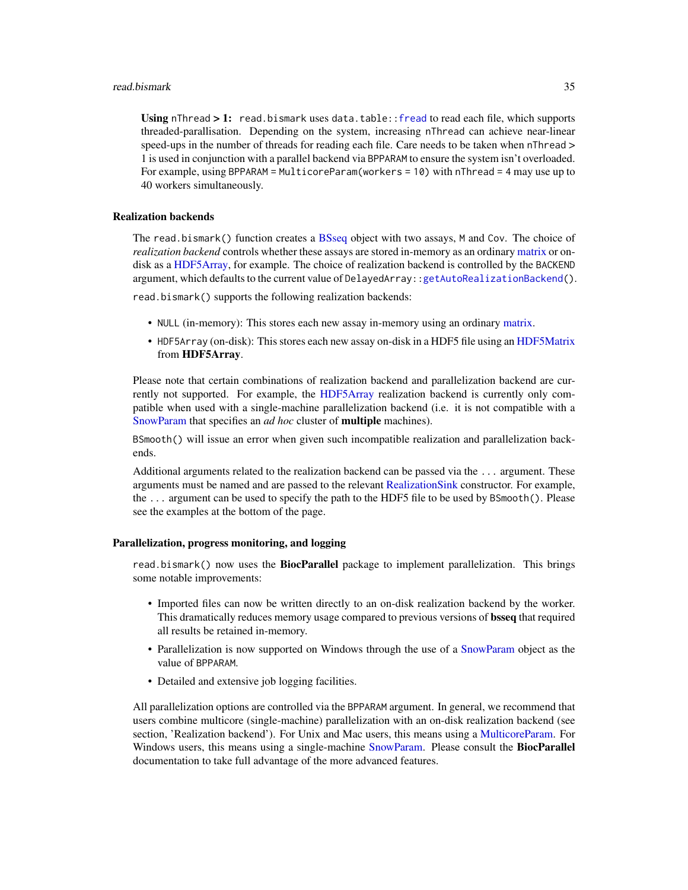**Using** `nThread` **> 1:** `read.bismark` uses `data.table::fread` to read each file, which supports threaded-parallisation. Depending on the system, increasing `nThread` can achieve near-linear speed-ups in the number of threads for reading each file. Care needs to be taken when `nThread` > 1 is used in conjunction with a parallel backend via `BPPARAM` to ensure the system isn't overloaded. For example, using `BPPARAM = MulticoreParam(workers = 10)` with `nThread = 4` may use up to 40 workers simultaneously.

### Realization backends

The `read.bismark()` function creates a BSseq object with two assays, `M` and `Cov`. The choice of *realization backend* controls whether these assays are stored in-memory as an ordinary matrix or on-disk as a HDF5Array, for example. The choice of realization backend is controlled by the `BACKEND` argument, which defaults to the current value of `DelayedArray::getAutoRealizationBackend()`.

`read.bismark()` supports the following realization backends:

- `NULL` (in-memory): This stores each new assay in-memory using an ordinary matrix.
- `HDF5Array` (on-disk): This stores each new assay on-disk in a HDF5 file using an HDF5Matrix from **HDF5Array**.

Please note that certain combinations of realization backend and parallelization backend are currently not supported. For example, the HDF5Array realization backend is currently only compatible when used with a single-machine parallelization backend (i.e. it is not compatible with a SnowParam that specifies an *ad hoc* cluster of **multiple** machines).

`BSmooth()` will issue an error when given such incompatible realization and parallelization backends.

Additional arguments related to the realization backend can be passed via the `...` argument. These arguments must be named and are passed to the relevant RealizationSink constructor. For example, the `...` argument can be used to specify the path to the HDF5 file to be used by `BSmooth()`. Please see the examples at the bottom of the page.

### Parallelization, progress monitoring, and logging

`read.bismark()` now uses the **BiocParallel** package to implement parallelization. This brings some notable improvements:

- Imported files can now be written directly to an on-disk realization backend by the worker. This dramatically reduces memory usage compared to previous versions of **bsseq** that required all results be retained in-memory.
- Parallelization is now supported on Windows through the use of a SnowParam object as the value of `BPPARAM`.
- Detailed and extensive job logging facilities.

All parallelization options are controlled via the `BPPARAM` argument. In general, we recommend that users combine multicore (single-machine) parallelization with an on-disk realization backend (see section, 'Realization backend'). For Unix and Mac users, this means using a MulticoreParam. For Windows users, this means using a single-machine SnowParam. Please consult the **BiocParallel** documentation to take full advantage of the more advanced features.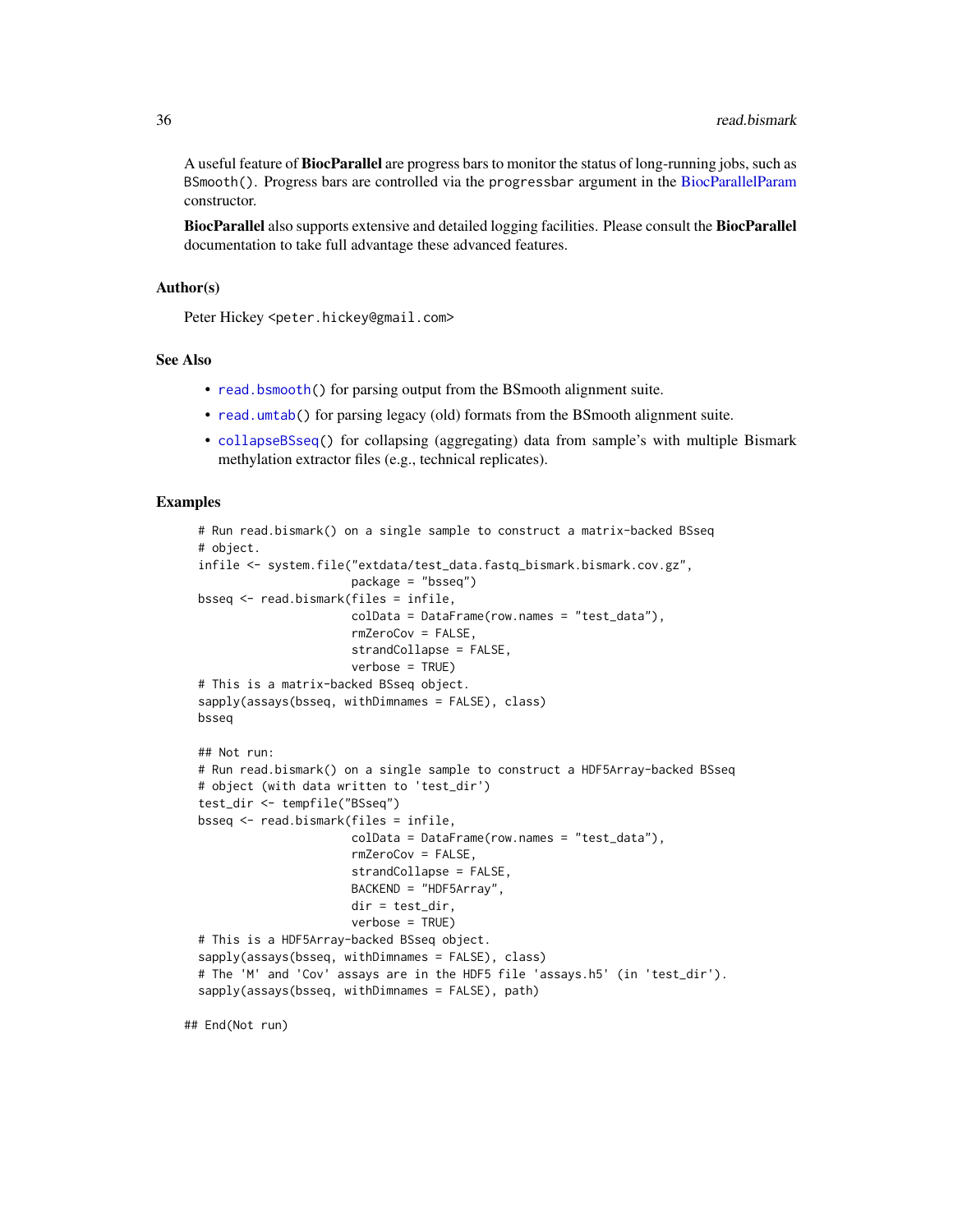A useful feature of **BiocParallel** are progress bars to monitor the status of long-running jobs, such as `BSmooth()`. Progress bars are controlled via the `progressbar` argument in the BiocParallelParam constructor.

**BiocParallel** also supports extensive and detailed logging facilities. Please consult the **BiocParallel** documentation to take full advantage these advanced features.

### Author(s)

Peter Hickey <peter.hickey@gmail.com>

### See Also

- `read.bsmooth()` for parsing output from the BSmooth alignment suite.
- `read.umtab()` for parsing legacy (old) formats from the BSmooth alignment suite.
- `collapseBSseq()` for collapsing (aggregating) data from sample's with multiple Bismark methylation extractor files (e.g., technical replicates).

### Examples

```
# Run read.bismark() on a single sample to construct a matrix-backed BSseq
# object.
infile <- system.file("extdata/test_data.fastq_bismark.bismark.cov.gz",
                      package = "bsseq")
bsseq <- read.bismark(files = infile,
                      colData = DataFrame(row.names = "test_data"),
                      rmZeroCov = FALSE,
                      strandCollapse = FALSE,
                      verbose = TRUE)
# This is a matrix-backed BSseq object.
sapply(assays(bsseq, withDimnames = FALSE), class)
bsseq

## Not run:
# Run read.bismark() on a single sample to construct a HDF5Array-backed BSseq
# object (with data written to 'test_dir')
test_dir <- tempfile("BSseq")
bsseq <- read.bismark(files = infile,
                      colData = DataFrame(row.names = "test_data"),
                      rmZeroCov = FALSE,
                      strandCollapse = FALSE,
                      BACKEND = "HDF5Array",
                      dir = test_dir,
                      verbose = TRUE)
# This is a HDF5Array-backed BSseq object.
sapply(assays(bsseq, withDimnames = FALSE), class)
# The 'M' and 'Cov' assays are in the HDF5 file 'assays.h5' (in 'test_dir').
sapply(assays(bsseq, withDimnames = FALSE), path)

## End(Not run)
```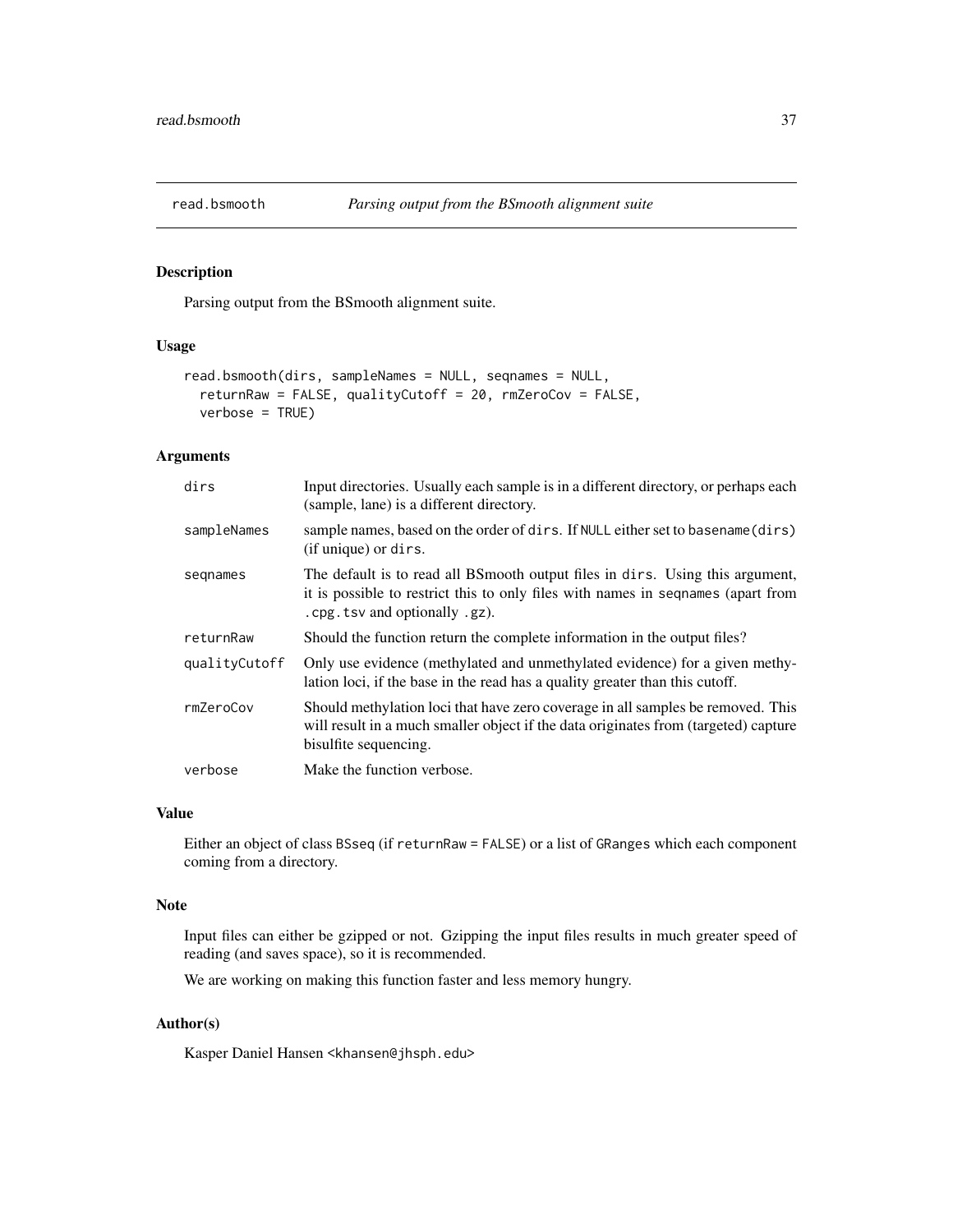# read.bsmooth — *Parsing output from the BSmooth alignment suite*

## Description

Parsing output from the BSmooth alignment suite.

## Usage

```
read.bsmooth(dirs, sampleNames = NULL, seqnames = NULL,
  returnRaw = FALSE, qualityCutoff = 20, rmZeroCov = FALSE,
  verbose = TRUE)
```

## Arguments

| | |
|---|---|
| `dirs` | Input directories. Usually each sample is in a different directory, or perhaps each (sample, lane) is a different directory. |
| `sampleNames` | sample names, based on the order of `dirs`. If `NULL` either set to `basename(dirs)` (if unique) or `dirs`. |
| `seqnames` | The default is to read all BSmooth output files in `dirs`. Using this argument, it is possible to restrict this to only files with names in `seqnames` (apart from `.cpg.tsv` and optionally `.gz`). |
| `returnRaw` | Should the function return the complete information in the output files? |
| `qualityCutoff` | Only use evidence (methylated and unmethylated evidence) for a given methylation loci, if the base in the read has a quality greater than this cutoff. |
| `rmZeroCov` | Should methylation loci that have zero coverage in all samples be removed. This will result in a much smaller object if the data originates from (targeted) capture bisulfite sequencing. |
| `verbose` | Make the function verbose. |

## Value

Either an object of class `BSseq` (if `returnRaw = FALSE`) or a list of `GRanges` which each component coming from a directory.

## Note

Input files can either be gzipped or not. Gzipping the input files results in much greater speed of reading (and saves space), so it is recommended.

We are working on making this function faster and less memory hungry.

## Author(s)

Kasper Daniel Hansen <khansen@jhsph.edu>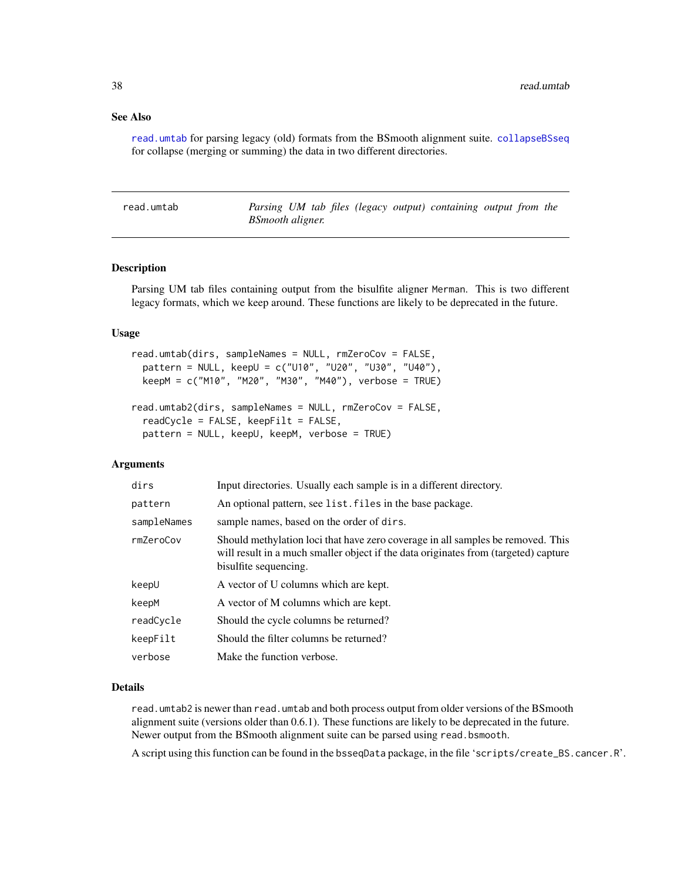### See Also

read.umtab for parsing legacy (old) formats from the BSmooth alignment suite. collapseBSseq for collapse (merging or summing) the data in two different directories.

---

## read.umtab — *Parsing UM tab files (legacy output) containing output from the BSmooth aligner.*

---

### Description

Parsing UM tab files containing output from the bisulfite aligner Merman. This is two different legacy formats, which we keep around. These functions are likely to be deprecated in the future.

### Usage

```
read.umtab(dirs, sampleNames = NULL, rmZeroCov = FALSE,
  pattern = NULL, keepU = c("U10", "U20", "U30", "U40"),
  keepM = c("M10", "M20", "M30", "M40"), verbose = TRUE)

read.umtab2(dirs, sampleNames = NULL, rmZeroCov = FALSE,
  readCycle = FALSE, keepFilt = FALSE,
  pattern = NULL, keepU, keepM, verbose = TRUE)
```

### Arguments

| Argument | Description |
|---|---|
| dirs | Input directories. Usually each sample is in a different directory. |
| pattern | An optional pattern, see list.files in the base package. |
| sampleNames | sample names, based on the order of dirs. |
| rmZeroCov | Should methylation loci that have zero coverage in all samples be removed. This will result in a much smaller object if the data originates from (targeted) capture bisulfite sequencing. |
| keepU | A vector of U columns which are kept. |
| keepM | A vector of M columns which are kept. |
| readCycle | Should the cycle columns be returned? |
| keepFilt | Should the filter columns be returned? |
| verbose | Make the function verbose. |

### Details

read.umtab2 is newer than read.umtab and both process output from older versions of the BSmooth alignment suite (versions older than 0.6.1). These functions are likely to be deprecated in the future. Newer output from the BSmooth alignment suite can be parsed using read.bsmooth.

A script using this function can be found in the bsseqData package, in the file 'scripts/create_BS.cancer.R'.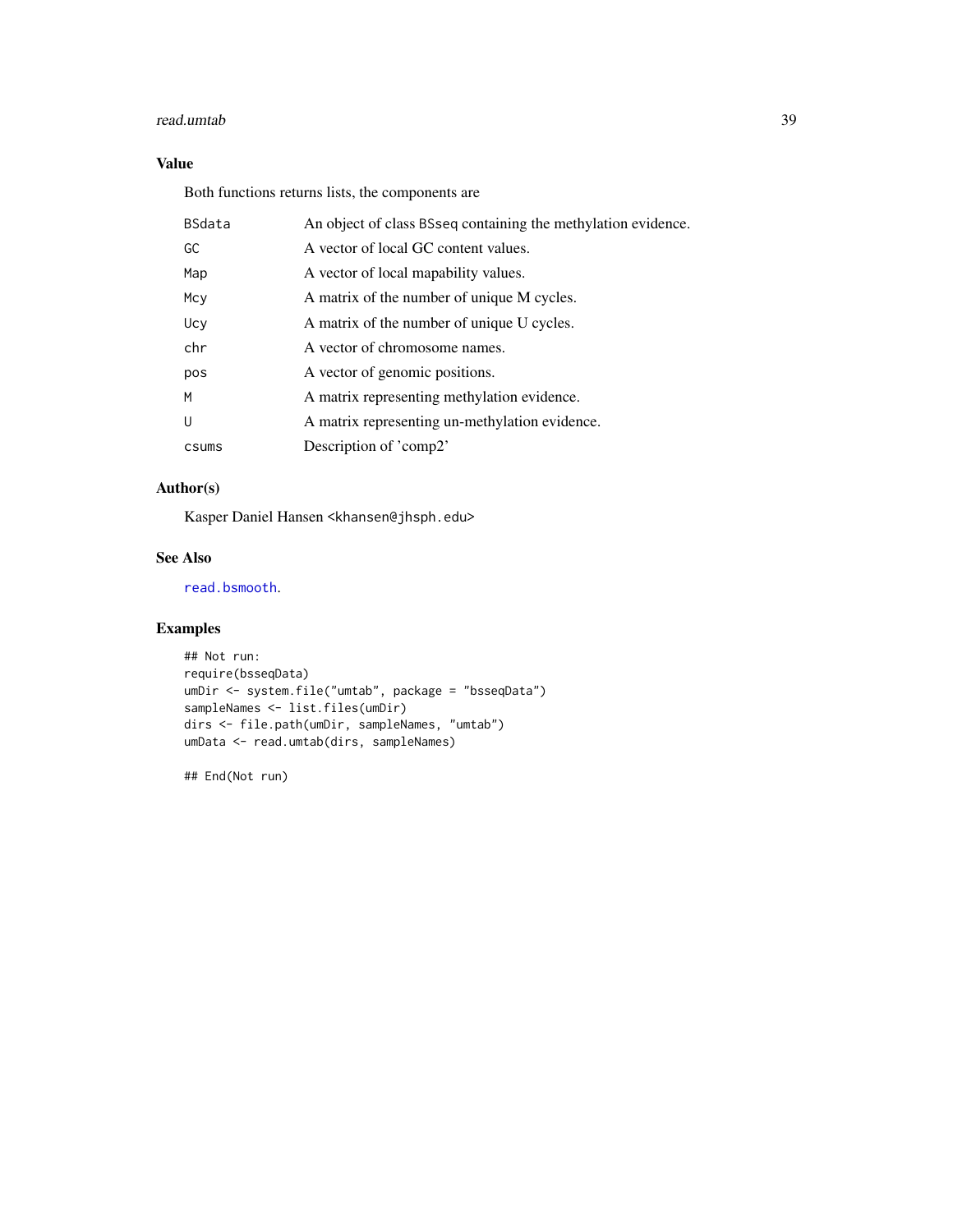## Value

Both functions returns lists, the components are

| | |
|---|---|
| `BSdata` | An object of class `BSseq` containing the methylation evidence. |
| `GC` | A vector of local GC content values. |
| `Map` | A vector of local mapability values. |
| `Mcy` | A matrix of the number of unique M cycles. |
| `Ucy` | A matrix of the number of unique U cycles. |
| `chr` | A vector of chromosome names. |
| `pos` | A vector of genomic positions. |
| `M` | A matrix representing methylation evidence. |
| `U` | A matrix representing un-methylation evidence. |
| `csums` | Description of 'comp2' |

## Author(s)

Kasper Daniel Hansen <`khansen@jhsph.edu`>

## See Also

`read.bsmooth`.

## Examples

```
## Not run:
require(bsseqData)
umDir <- system.file("umtab", package = "bsseqData")
sampleNames <- list.files(umDir)
dirs <- file.path(umDir, sampleNames, "umtab")
umData <- read.umtab(dirs, sampleNames)

## End(Not run)
```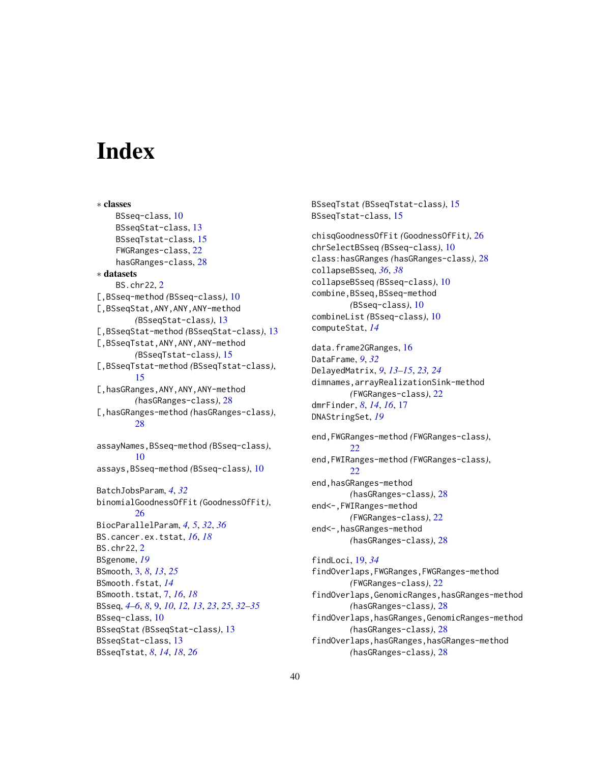# Index

∗ **classes**
BSseq-class, 10
BSseqStat-class, 13
BSseqTstat-class, 15
FWGRanges-class, 22
hasGRanges-class, 28

∗ **datasets**
BS.chr22, 2

[,BSseq-method *(*BSseq-class*)*, 10
[,BSseqStat,ANY,ANY,ANY-method *(*BSseqStat-class*)*, 13
[,BSseqStat-method *(*BSseqStat-class*)*, 13
[,BSseqTstat,ANY,ANY,ANY-method *(*BSseqTstat-class*)*, 15
[,BSseqTstat-method *(*BSseqTstat-class*)*, 15
[,hasGRanges,ANY,ANY,ANY-method *(*hasGRanges-class*)*, 28
[,hasGRanges-method *(*hasGRanges-class*)*, 28

assayNames,BSseq-method *(*BSseq-class*)*, 10
assays,BSseq-method *(*BSseq-class*)*, 10

BatchJobsParam, *4*, *32*
binomialGoodnessOfFit *(*GoodnessOfFit*)*, 26
BiocParallelParam, *4, 5*, *32*, *36*
BS.cancer.ex.tstat, *16*, *18*
BS.chr22, 2
BSgenome, *19*
BSmooth, 3, *8*, *13*, *25*
BSmooth.fstat, *14*
BSmooth.tstat, 7, *16*, *18*
BSseq, *4–6*, *8*, 9, *10*, *12, 13*, *23*, *25*, *32–35*
BSseq-class, 10
BSseqStat *(*BSseqStat-class*)*, 13
BSseqStat-class, 13
BSseqTstat, *8*, *14*, *18*, *26*
BSseqTstat *(*BSseqTstat-class*)*, 15
BSseqTstat-class, 15

chisqGoodnessOfFit *(*GoodnessOfFit*)*, 26
chrSelectBSseq *(*BSseq-class*)*, 10
class:hasGRanges *(*hasGRanges-class*)*, 28
collapseBSseq, *36*, *38*
collapseBSseq *(*BSseq-class*)*, 10
combine,BSseq,BSseq-method *(*BSseq-class*)*, 10
combineList *(*BSseq-class*)*, 10
computeStat, *14*

data.frame2GRanges, 16
DataFrame, *9*, *32*
DelayedMatrix, *9*, *13–15*, *23, 24*
dimnames,arrayRealizationSink-method *(*FWGRanges-class*)*, 22
dmrFinder, *8*, *14*, *16*, 17
DNAStringSet, *19*

end,FWGRanges-method *(*FWGRanges-class*)*, 22
end,FWIRanges-method *(*FWGRanges-class*)*, 22
end,hasGRanges-method *(*hasGRanges-class*)*, 28
end<-,FWIRanges-method *(*FWGRanges-class*)*, 22
end<-,hasGRanges-method *(*hasGRanges-class*)*, 28

findLoci, 19, *34*
findOverlaps,FWGRanges,FWGRanges-method *(*FWGRanges-class*)*, 22
findOverlaps,GenomicRanges,hasGRanges-method *(*hasGRanges-class*)*, 28
findOverlaps,hasGRanges,GenomicRanges-method *(*hasGRanges-class*)*, 28
findOverlaps,hasGRanges,hasGRanges-method *(*hasGRanges-class*)*, 28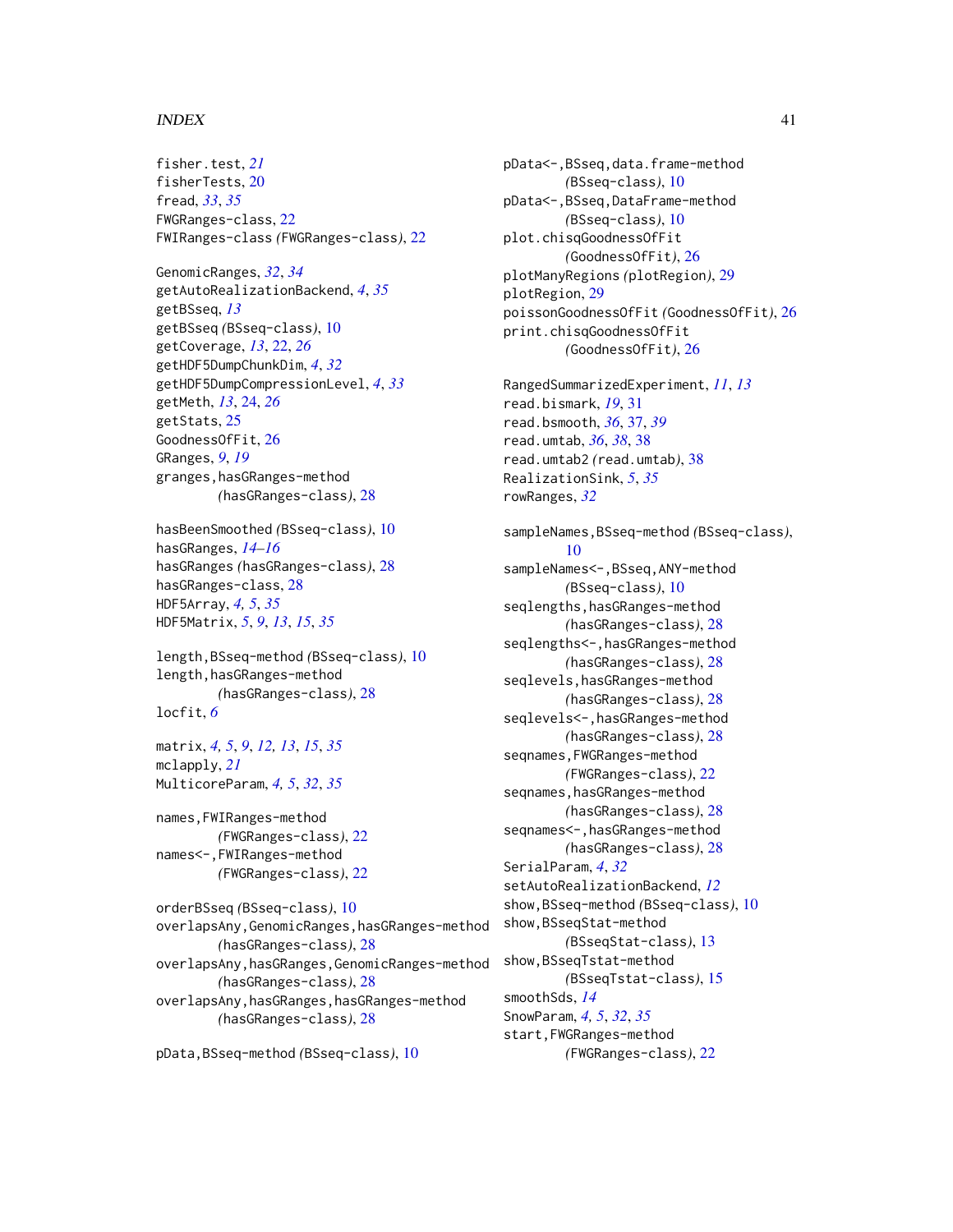fisher.test, *21*
fisherTests, 20
fread, *33*, *35*
FWGRanges-class, 22
FWIRanges-class (FWGRanges-class), 22

GenomicRanges, *32*, *34*
getAutoRealizationBackend, *4*, *35*
getBSseq, *13*
getBSseq (BSseq-class), 10
getCoverage, *13*, 22, *26*
getHDF5DumpChunkDim, *4*, *32*
getHDF5DumpCompressionLevel, *4*, *33*
getMeth, *13*, 24, *26*
getStats, 25
GoodnessOfFit, 26
GRanges, *9*, *19*
granges,hasGRanges-method
(hasGRanges-class), 28

hasBeenSmoothed (BSseq-class), 10
hasGRanges, *14–16*
hasGRanges (hasGRanges-class), 28
hasGRanges-class, 28
HDF5Array, *4, 5*, *35*
HDF5Matrix, *5*, *9*, *13*, *15*, *35*

length,BSseq-method (BSseq-class), 10
length,hasGRanges-method
(hasGRanges-class), 28
locfit, *6*

matrix, *4, 5*, *9*, *12, 13*, *15*, *35*
mclapply, *21*
MulticoreParam, *4, 5*, *32*, *35*

names,FWIRanges-method
(FWGRanges-class), 22
names<-,FWIRanges-method
(FWGRanges-class), 22

orderBSseq (BSseq-class), 10
overlapsAny,GenomicRanges,hasGRanges-method
(hasGRanges-class), 28
overlapsAny,hasGRanges,GenomicRanges-method
(hasGRanges-class), 28
overlapsAny,hasGRanges,hasGRanges-method
(hasGRanges-class), 28

pData,BSseq-method (BSseq-class), 10
pData<-,BSseq,data.frame-method
(BSseq-class), 10
pData<-,BSseq,DataFrame-method
(BSseq-class), 10
plot.chisqGoodnessOfFit
(GoodnessOfFit), 26
plotManyRegions (plotRegion), 29
plotRegion, 29
poissonGoodnessOfFit (GoodnessOfFit), 26
print.chisqGoodnessOfFit
(GoodnessOfFit), 26

RangedSummarizedExperiment, *11*, *13*
read.bismark, *19*, 31
read.bsmooth, *36*, 37, *39*
read.umtab, *36*, *38*, 38
read.umtab2 (read.umtab), 38
RealizationSink, *5*, *35*
rowRanges, *32*

sampleNames,BSseq-method (BSseq-class),
10
sampleNames<-,BSseq,ANY-method
(BSseq-class), 10
seqlengths,hasGRanges-method
(hasGRanges-class), 28
seqlengths<-,hasGRanges-method
(hasGRanges-class), 28
seqlevels,hasGRanges-method
(hasGRanges-class), 28
seqlevels<-,hasGRanges-method
(hasGRanges-class), 28
seqnames,FWGRanges-method
(FWGRanges-class), 22
seqnames,hasGRanges-method
(hasGRanges-class), 28
seqnames<-,hasGRanges-method
(hasGRanges-class), 28
SerialParam, *4*, *32*
setAutoRealizationBackend, *12*
show,BSseq-method (BSseq-class), 10
show,BSseqStat-method
(BSseqStat-class), 13
show,BSseqTstat-method
(BSseqTstat-class), 15
smoothSds, *14*
SnowParam, *4, 5*, *32*, *35*
start,FWGRanges-method
(FWGRanges-class), 22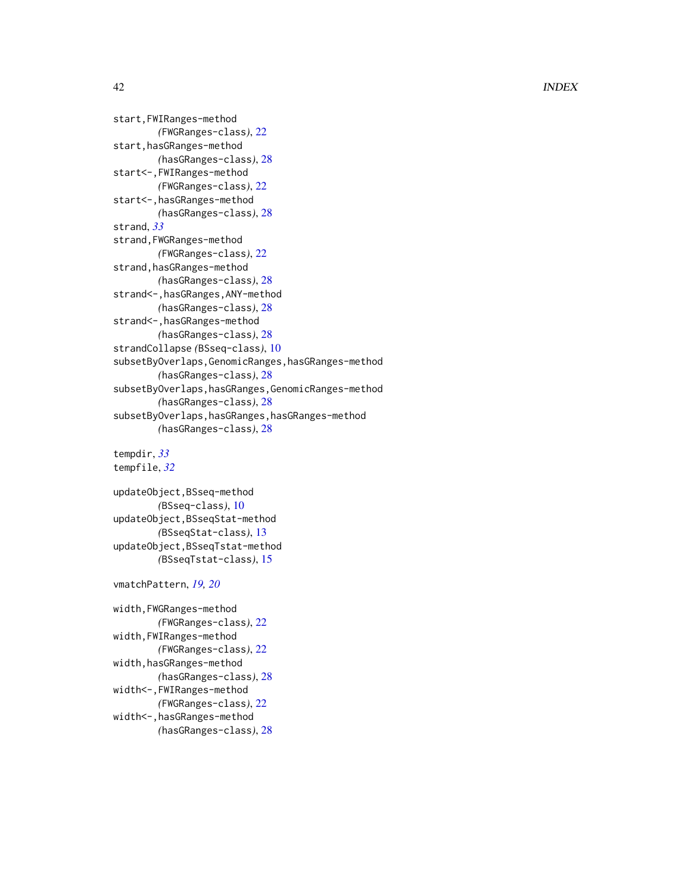start,FWIRanges-method
        (FWGRanges-class), 22
start,hasGRanges-method
        (hasGRanges-class), 28
start<-,FWIRanges-method
        (FWGRanges-class), 22
start<-,hasGRanges-method
        (hasGRanges-class), 28
strand, *33*
strand,FWGRanges-method
        (FWGRanges-class), 22
strand,hasGRanges-method
        (hasGRanges-class), 28
strand<-,hasGRanges,ANY-method
        (hasGRanges-class), 28
strand<-,hasGRanges-method
        (hasGRanges-class), 28
strandCollapse (BSseq-class), 10
subsetByOverlaps,GenomicRanges,hasGRanges-method
        (hasGRanges-class), 28
subsetByOverlaps,hasGRanges,GenomicRanges-method
        (hasGRanges-class), 28
subsetByOverlaps,hasGRanges,hasGRanges-method
        (hasGRanges-class), 28

tempdir, *33*
tempfile, *32*

updateObject,BSseq-method
        (BSseq-class), 10
updateObject,BSseqStat-method
        (BSseqStat-class), 13
updateObject,BSseqTstat-method
        (BSseqTstat-class), 15

vmatchPattern, *19*, *20*

width,FWGRanges-method
        (FWGRanges-class), 22
width,FWIRanges-method
        (FWGRanges-class), 22
width,hasGRanges-method
        (hasGRanges-class), 28
width<-,FWIRanges-method
        (FWGRanges-class), 22
width<-,hasGRanges-method
        (hasGRanges-class), 28